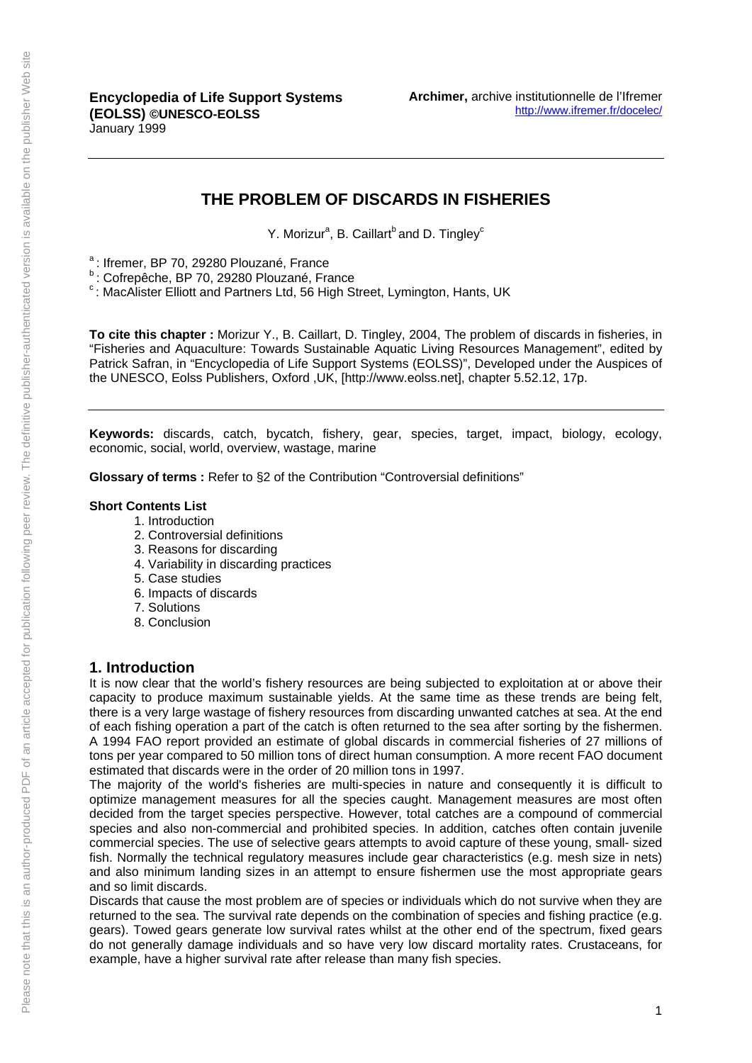**Encyclopedia of Life Support Systems (EOLSS) ©UNESCO-EOLSS**
January 1999

**Archimer,** archive institutionnelle de l'Ifremer
http://www.ifremer.fr/docelec/

---

# THE PROBLEM OF DISCARDS IN FISHERIES

Y. Morizur[a], B. Caillart[b] and D. Tingley[c]

[a] : Ifremer, BP 70, 29280 Plouzané, France
[b] : Cofrepêche, BP 70, 29280 Plouzané, France
[c] : MacAlister Elliott and Partners Ltd, 56 High Street, Lymington, Hants, UK

**To cite this chapter :** Morizur Y., B. Caillart, D. Tingley, 2004, The problem of discards in fisheries, in "Fisheries and Aquaculture: Towards Sustainable Aquatic Living Resources Management", edited by Patrick Safran, in "Encyclopedia of Life Support Systems (EOLSS)", Developed under the Auspices of the UNESCO, Eolss Publishers, Oxford ,UK, [http://www.eolss.net], chapter 5.52.12, 17p.

---

**Keywords:** discards, catch, bycatch, fishery, gear, species, target, impact, biology, ecology, economic, social, world, overview, wastage, marine

**Glossary of terms :** Refer to §2 of the Contribution "Controversial definitions"

**Short Contents List**

1. Introduction
2. Controversial definitions
3. Reasons for discarding
4. Variability in discarding practices
5. Case studies
6. Impacts of discards
7. Solutions
8. Conclusion

## 1. Introduction

It is now clear that the world's fishery resources are being subjected to exploitation at or above their capacity to produce maximum sustainable yields. At the same time as these trends are being felt, there is a very large wastage of fishery resources from discarding unwanted catches at sea. At the end of each fishing operation a part of the catch is often returned to the sea after sorting by the fishermen. A 1994 FAO report provided an estimate of global discards in commercial fisheries of 27 millions of tons per year compared to 50 million tons of direct human consumption. A more recent FAO document estimated that discards were in the order of 20 million tons in 1997.

The majority of the world's fisheries are multi-species in nature and consequently it is difficult to optimize management measures for all the species caught. Management measures are most often decided from the target species perspective. However, total catches are a compound of commercial species and also non-commercial and prohibited species. In addition, catches often contain juvenile commercial species. The use of selective gears attempts to avoid capture of these young, small- sized fish. Normally the technical regulatory measures include gear characteristics (e.g. mesh size in nets) and also minimum landing sizes in an attempt to ensure fishermen use the most appropriate gears and so limit discards.

Discards that cause the most problem are of species or individuals which do not survive when they are returned to the sea. The survival rate depends on the combination of species and fishing practice (e.g. gears). Towed gears generate low survival rates whilst at the other end of the spectrum, fixed gears do not generally damage individuals and so have very low discard mortality rates. Crustaceans, for example, have a higher survival rate after release than many fish species.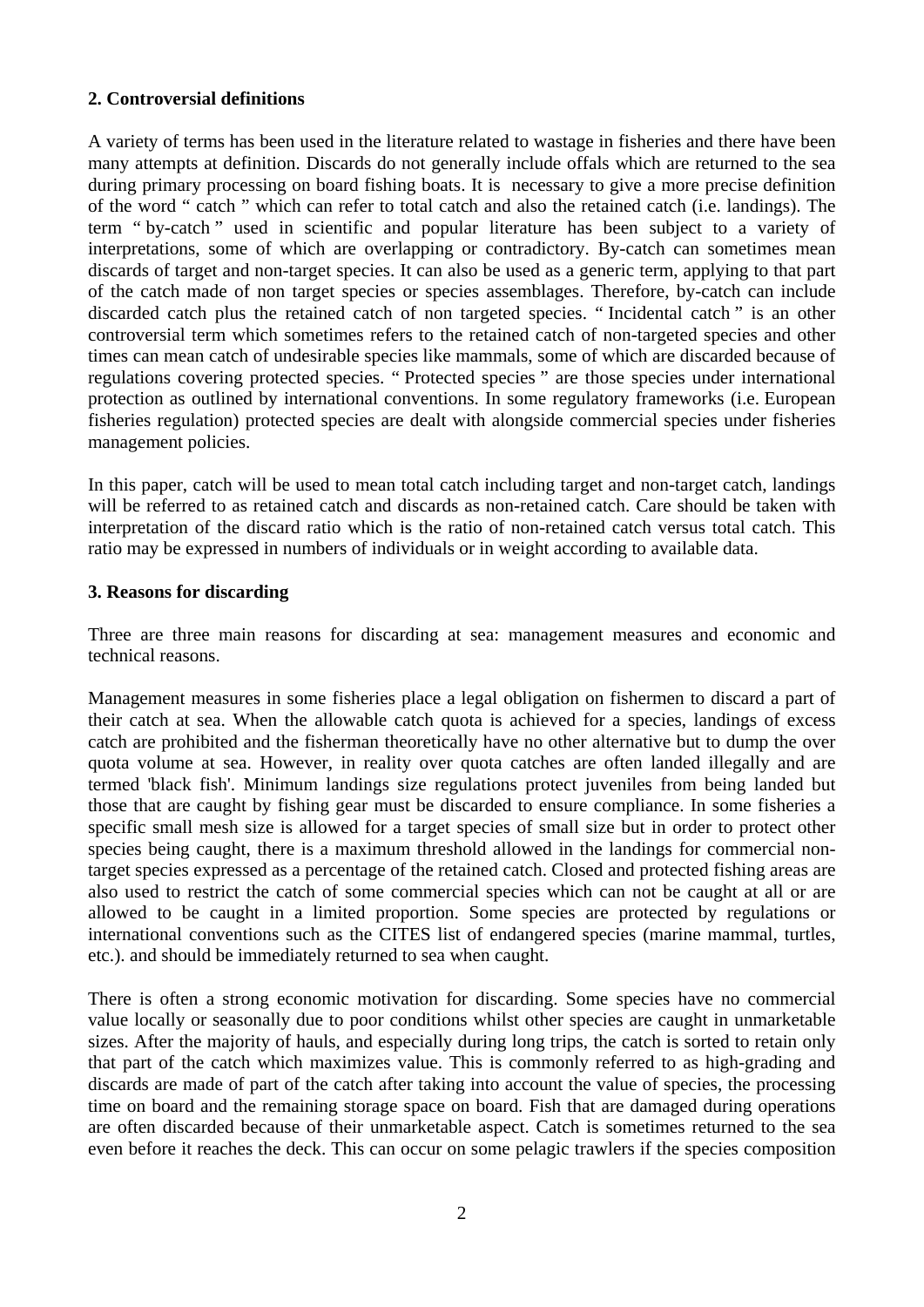## 2. Controversial definitions

A variety of terms has been used in the literature related to wastage in fisheries and there have been many attempts at definition. Discards do not generally include offals which are returned to the sea during primary processing on board fishing boats. It is necessary to give a more precise definition of the word " catch " which can refer to total catch and also the retained catch (i.e. landings). The term " by-catch " used in scientific and popular literature has been subject to a variety of interpretations, some of which are overlapping or contradictory. By-catch can sometimes mean discards of target and non-target species. It can also be used as a generic term, applying to that part of the catch made of non target species or species assemblages. Therefore, by-catch can include discarded catch plus the retained catch of non targeted species. " Incidental catch " is an other controversial term which sometimes refers to the retained catch of non-targeted species and other times can mean catch of undesirable species like mammals, some of which are discarded because of regulations covering protected species. " Protected species " are those species under international protection as outlined by international conventions. In some regulatory frameworks (i.e. European fisheries regulation) protected species are dealt with alongside commercial species under fisheries management policies.

In this paper, catch will be used to mean total catch including target and non-target catch, landings will be referred to as retained catch and discards as non-retained catch. Care should be taken with interpretation of the discard ratio which is the ratio of non-retained catch versus total catch. This ratio may be expressed in numbers of individuals or in weight according to available data.

## 3. Reasons for discarding

Three are three main reasons for discarding at sea: management measures and economic and technical reasons.

Management measures in some fisheries place a legal obligation on fishermen to discard a part of their catch at sea. When the allowable catch quota is achieved for a species, landings of excess catch are prohibited and the fisherman theoretically have no other alternative but to dump the over quota volume at sea. However, in reality over quota catches are often landed illegally and are termed 'black fish'. Minimum landings size regulations protect juveniles from being landed but those that are caught by fishing gear must be discarded to ensure compliance. In some fisheries a specific small mesh size is allowed for a target species of small size but in order to protect other species being caught, there is a maximum threshold allowed in the landings for commercial non-target species expressed as a percentage of the retained catch. Closed and protected fishing areas are also used to restrict the catch of some commercial species which can not be caught at all or are allowed to be caught in a limited proportion. Some species are protected by regulations or international conventions such as the CITES list of endangered species (marine mammal, turtles, etc.). and should be immediately returned to sea when caught.

There is often a strong economic motivation for discarding. Some species have no commercial value locally or seasonally due to poor conditions whilst other species are caught in unmarketable sizes. After the majority of hauls, and especially during long trips, the catch is sorted to retain only that part of the catch which maximizes value. This is commonly referred to as high-grading and discards are made of part of the catch after taking into account the value of species, the processing time on board and the remaining storage space on board. Fish that are damaged during operations are often discarded because of their unmarketable aspect. Catch is sometimes returned to the sea even before it reaches the deck. This can occur on some pelagic trawlers if the species composition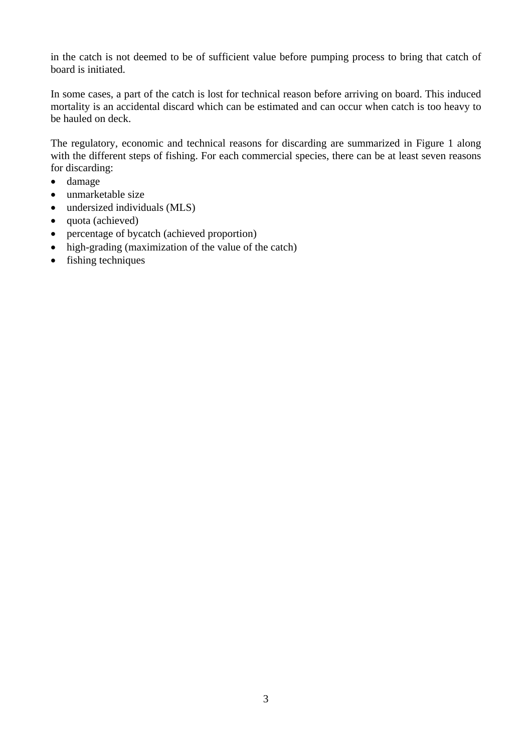in the catch is not deemed to be of sufficient value before pumping process to bring that catch of board is initiated.

In some cases, a part of the catch is lost for technical reason before arriving on board. This induced mortality is an accidental discard which can be estimated and can occur when catch is too heavy to be hauled on deck.

The regulatory, economic and technical reasons for discarding are summarized in Figure 1 along with the different steps of fishing. For each commercial species, there can be at least seven reasons for discarding:

- damage
- unmarketable size
- undersized individuals (MLS)
- quota (achieved)
- percentage of bycatch (achieved proportion)
- high-grading (maximization of the value of the catch)
- fishing techniques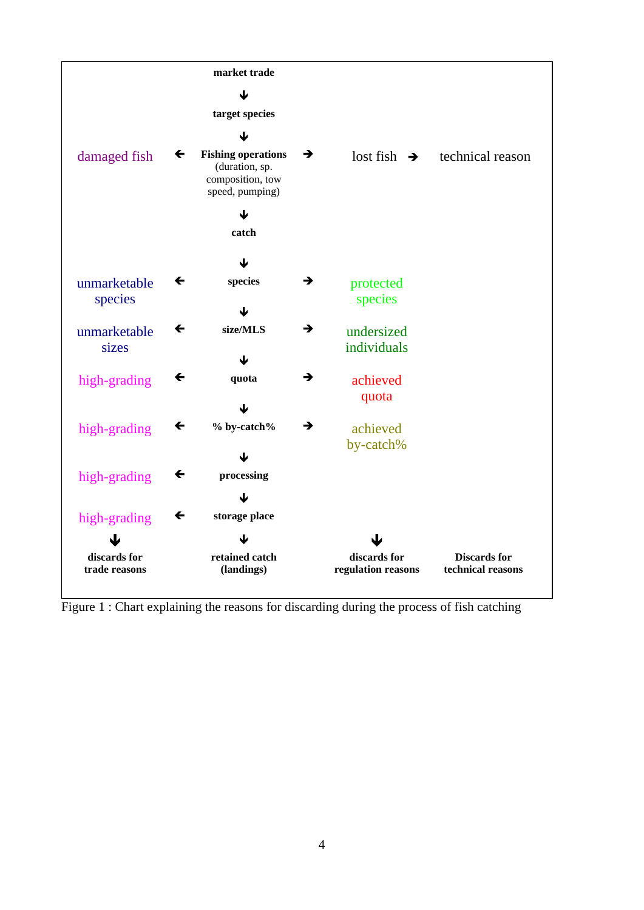**market trade**

↓

**target species**

↓

| | | | | | | |
|---|---|---|---|---|---|---|
| damaged fish | ← | **Fishing operations** (duration, sp. composition, tow speed, pumping) | → | lost fish → | | technical reason |
| | | ↓ | | | | |
| | | **catch** | | | | |
| | | ↓ | | | | |
| unmarketable species | ← | **species** | → | protected species | | |
| | | ↓ | | | | |
| unmarketable sizes | ← | **size/MLS** | → | undersized individuals | | |
| | | ↓ | | | | |
| high-grading | ← | **quota** | → | achieved quota | | |
| | | ↓ | | | | |
| high-grading | ← | **% by-catch%** | → | achieved by-catch% | | |
| | | ↓ | | | | |
| high-grading | ← | **processing** | | | | |
| | | ↓ | | | | |
| high-grading | ← | **storage place** | | | | |
| ↓ | | ↓ | | ↓ | | |
| **discards for trade reasons** | | **retained catch (landings)** | | **discards for regulation reasons** | | **Discards for technical reasons** |

Figure 1 : Chart explaining the reasons for discarding during the process of fish catching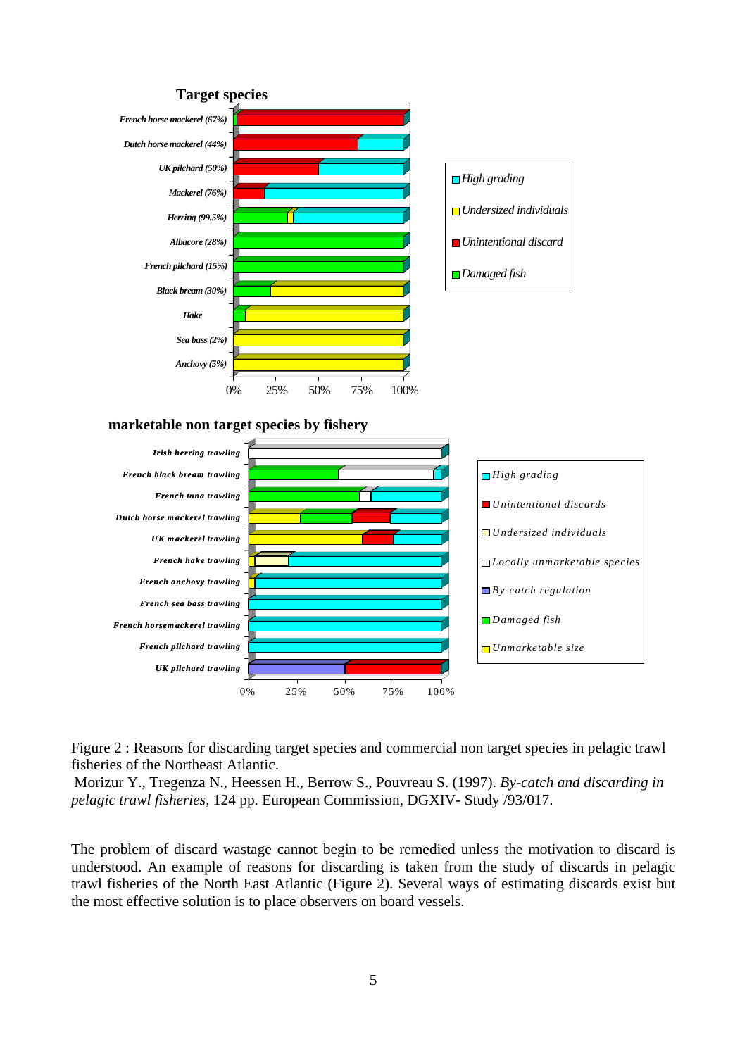**Target species**

French horse mackerel (67%)
Dutch horse mackerel (44%)
UK pilchard (50%)
Mackerel (76%)
Herring (99.5%)
Albacore (28%)
French pilchard (15%)
Black bream (30%)
Hake
Sea bass (2%)
Anchovy (5%)

0% 25% 50% 75% 100%

High grading
Undersized individuals
Unintentional discard
Damaged fish

**marketable non target species by fishery**

Irish herring trawling
French black bream trawling
French tuna trawling
Dutch horse mackerel trawling
UK mackerel trawling
French hake trawling
French anchovy trawling
French sea bass trawling
French horsemackerel trawling
French pilchard trawling
UK pilchard trawling

0% 25% 50% 75% 100%

High grading
Unintentional discards
Undersized individuals
Locally unmarketable species
By-catch regulation
Damaged fish
Unmarketable size

Figure 2 : Reasons for discarding target species and commercial non target species in pelagic trawl fisheries of the Northeast Atlantic.
Morizur Y., Tregenza N., Heessen H., Berrow S., Pouvreau S. (1997). *By-catch and discarding in pelagic trawl fisheries*, 124 pp. European Commission, DGXIV- Study /93/017.

The problem of discard wastage cannot begin to be remedied unless the motivation to discard is understood. An example of reasons for discarding is taken from the study of discards in pelagic trawl fisheries of the North East Atlantic (Figure 2). Several ways of estimating discards exist but the most effective solution is to place observers on board vessels.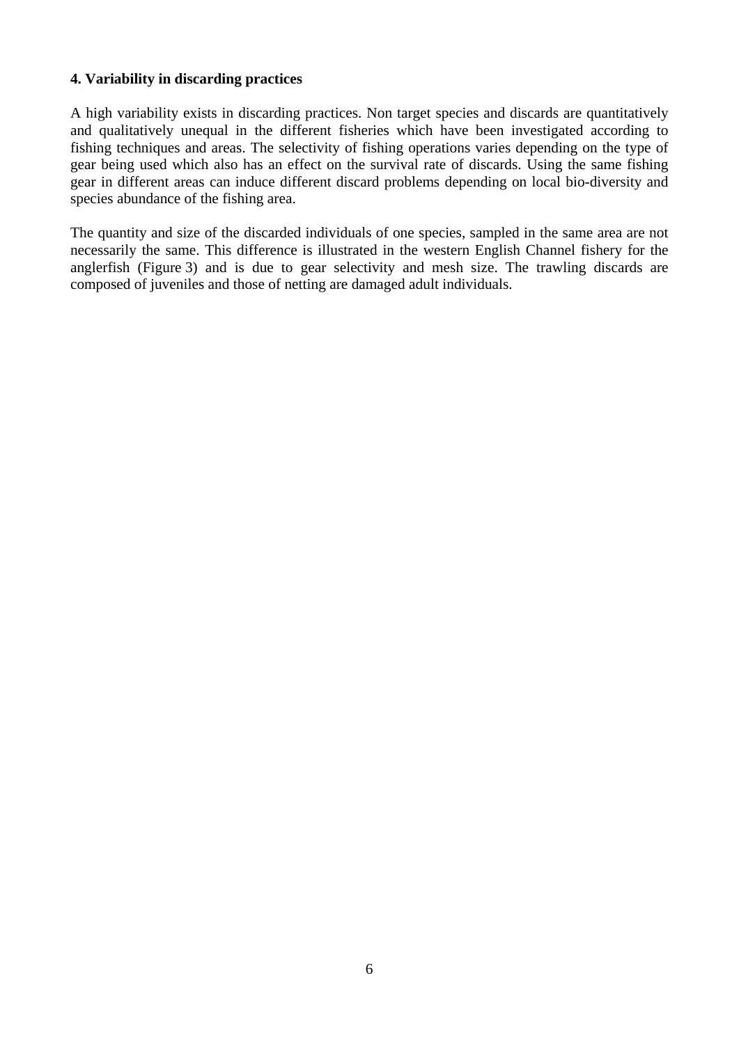**4. Variability in discarding practices**

A high variability exists in discarding practices. Non target species and discards are quantitatively and qualitatively unequal in the different fisheries which have been investigated according to fishing techniques and areas. The selectivity of fishing operations varies depending on the type of gear being used which also has an effect on the survival rate of discards. Using the same fishing gear in different areas can induce different discard problems depending on local bio-diversity and species abundance of the fishing area.

The quantity and size of the discarded individuals of one species, sampled in the same area are not necessarily the same. This difference is illustrated in the western English Channel fishery for the anglerfish (Figure 3) and is due to gear selectivity and mesh size. The trawling discards are composed of juveniles and those of netting are damaged adult individuals.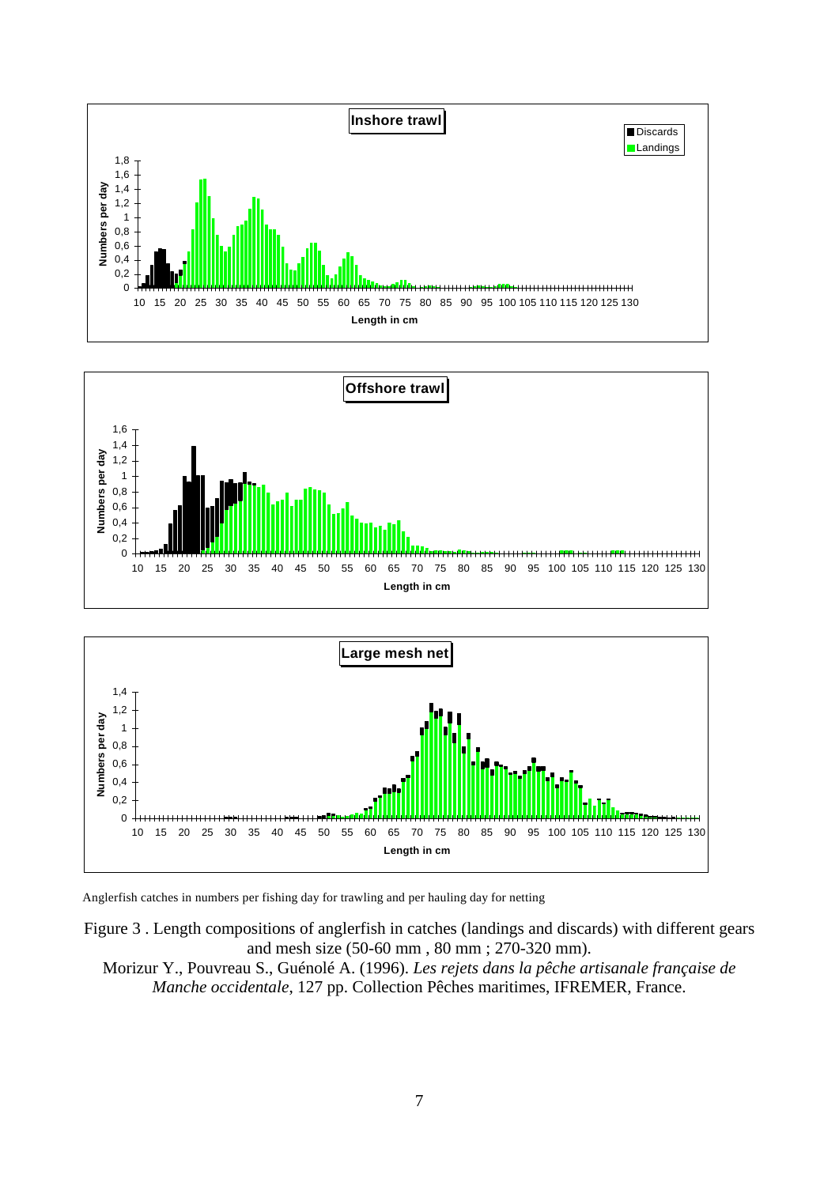Anglerfish catches in numbers per fishing day for trawling and per hauling day for netting

Figure 3 . Length compositions of anglerfish in catches (landings and discards) with different gears and mesh size (50-60 mm , 80 mm ; 270-320 mm).

Morizur Y., Pouvreau S., Guénolé A. (1996). *Les rejets dans la pêche artisanale française de Manche occidentale*, 127 pp. Collection Pêches maritimes, IFREMER, France.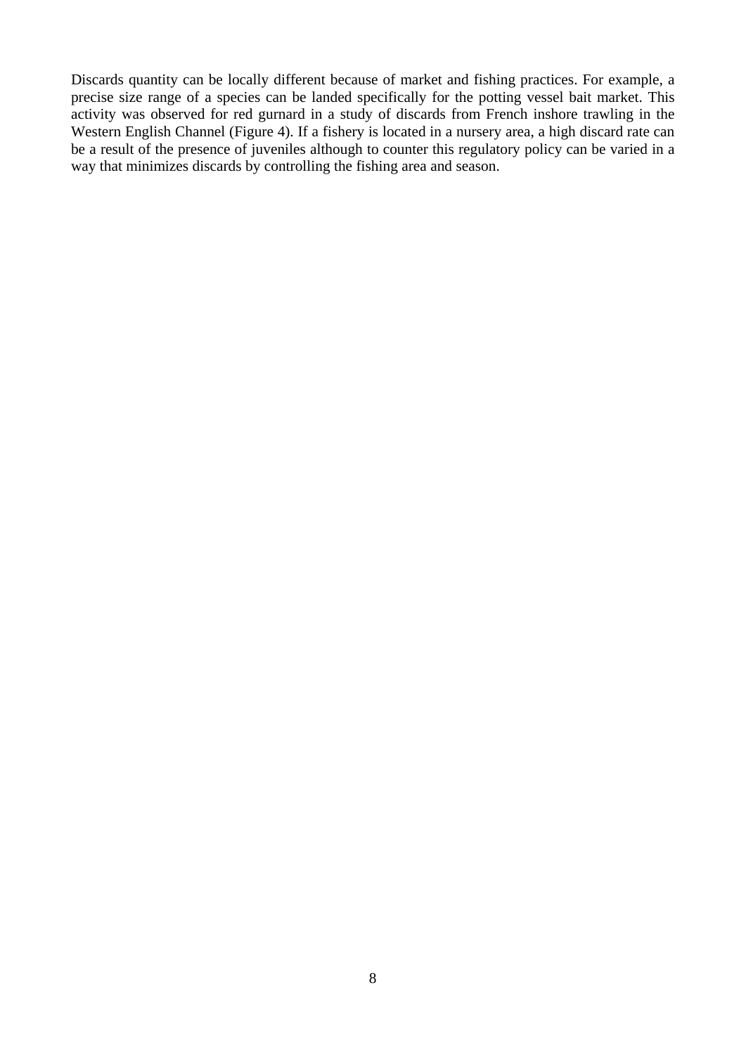Discards quantity can be locally different because of market and fishing practices. For example, a precise size range of a species can be landed specifically for the potting vessel bait market. This activity was observed for red gurnard in a study of discards from French inshore trawling in the Western English Channel (Figure 4). If a fishery is located in a nursery area, a high discard rate can be a result of the presence of juveniles although to counter this regulatory policy can be varied in a way that minimizes discards by controlling the fishing area and season.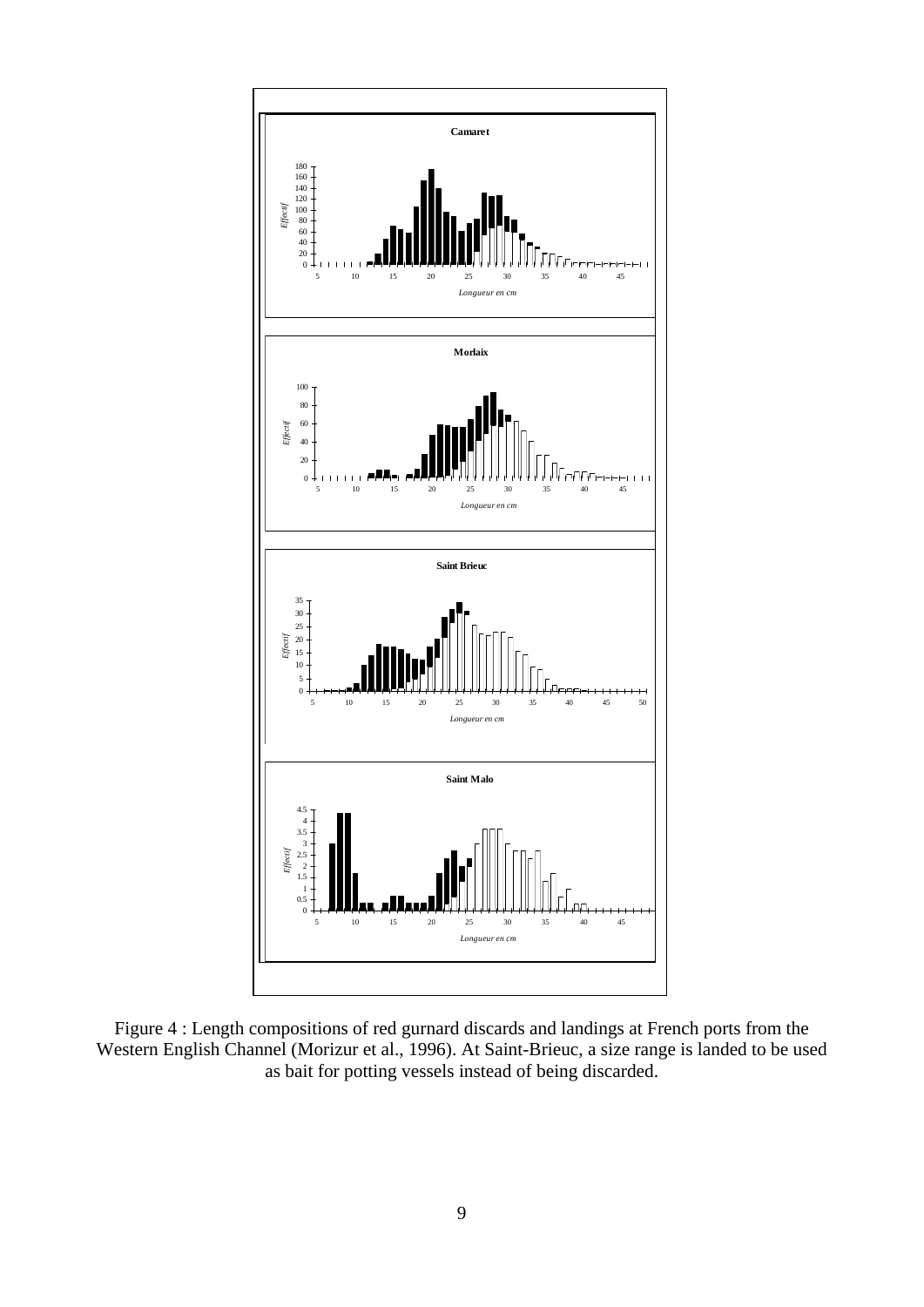Figure 4 : Length compositions of red gurnard discards and landings at French ports from the Western English Channel (Morizur et al., 1996). At Saint-Brieuc, a size range is landed to be used as bait for potting vessels instead of being discarded.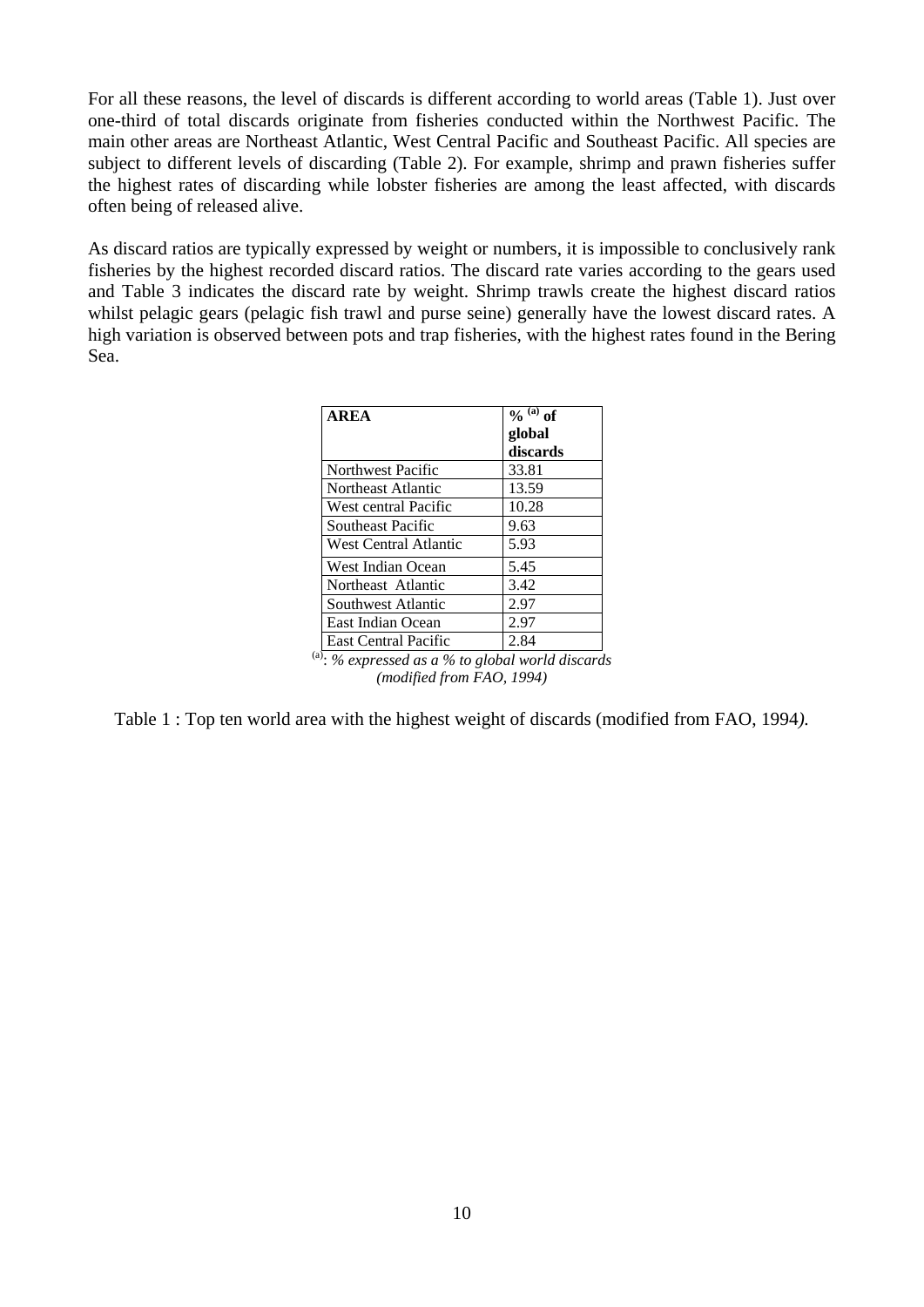For all these reasons, the level of discards is different according to world areas (Table 1). Just over one-third of total discards originate from fisheries conducted within the Northwest Pacific. The main other areas are Northeast Atlantic, West Central Pacific and Southeast Pacific. All species are subject to different levels of discarding (Table 2). For example, shrimp and prawn fisheries suffer the highest rates of discarding while lobster fisheries are among the least affected, with discards often being of released alive.

As discard ratios are typically expressed by weight or numbers, it is impossible to conclusively rank fisheries by the highest recorded discard ratios. The discard rate varies according to the gears used and Table 3 indicates the discard rate by weight. Shrimp trawls create the highest discard ratios whilst pelagic gears (pelagic fish trawl and purse seine) generally have the lowest discard rates. A high variation is observed between pots and trap fisheries, with the highest rates found in the Bering Sea.

| **AREA** | **% [(a)] of global discards** |
|---|---|
| Northwest Pacific | 33.81 |
| Northeast Atlantic | 13.59 |
| West central Pacific | 10.28 |
| Southeast Pacific | 9.63 |
| West Central Atlantic | 5.93 |
| West Indian Ocean | 5.45 |
| Northeast Atlantic | 3.42 |
| Southwest Atlantic | 2.97 |
| East Indian Ocean | 2.97 |
| East Central Pacific | 2.84 |

[(a)]: *% expressed as a % to global world discards (modified from FAO, 1994)*

Table 1 : Top ten world area with the highest weight of discards (modified from FAO, 1994*).*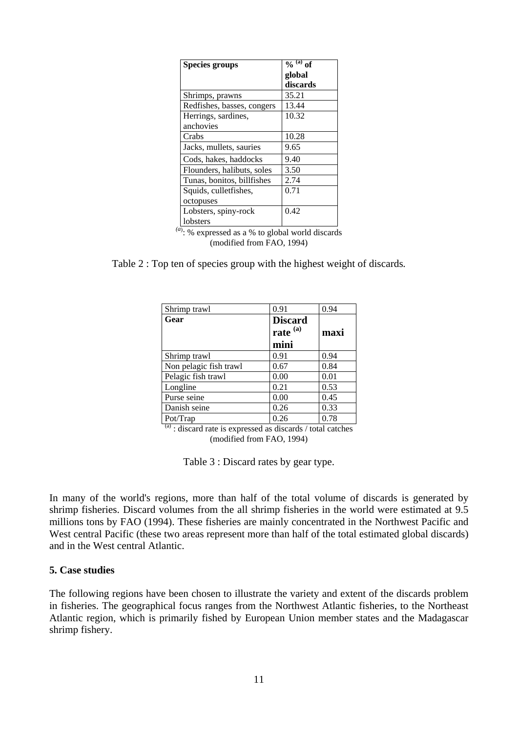| Species groups | % [(a)] of global discards |
|---|---|
| Shrimps, prawns | 35.21 |
| Redfishes, basses, congers | 13.44 |
| Herrings, sardines, anchovies | 10.32 |
| Crabs | 10.28 |
| Jacks, mullets, sauries | 9.65 |
| Cods, hakes, haddocks | 9.40 |
| Flounders, halibuts, soles | 3.50 |
| Tunas, bonitos, billfishes | 2.74 |
| Squids, culletfishes, octopuses | 0.71 |
| Lobsters, spiny-rock lobsters | 0.42 |

[(a)]: % expressed as a % to global world discards
(modified from FAO, 1994)

Table 2 : Top ten of species group with the highest weight of discards.

| Shrimp trawl | 0.91 | 0.94 |
|---|---|---|
| **Gear** | **Discard rate [(a)] mini** | **maxi** |
| Shrimp trawl | 0.91 | 0.94 |
| Non pelagic fish trawl | 0.67 | 0.84 |
| Pelagic fish trawl | 0.00 | 0.01 |
| Longline | 0.21 | 0.53 |
| Purse seine | 0.00 | 0.45 |
| Danish seine | 0.26 | 0.33 |
| Pot/Trap | 0.26 | 0.78 |

[(a)] : discard rate is expressed as discards / total catches
(modified from FAO, 1994)

Table 3 : Discard rates by gear type.

In many of the world's regions, more than half of the total volume of discards is generated by shrimp fisheries. Discard volumes from the all shrimp fisheries in the world were estimated at 9.5 millions tons by FAO (1994). These fisheries are mainly concentrated in the Northwest Pacific and West central Pacific (these two areas represent more than half of the total estimated global discards) and in the West central Atlantic.

### 5. Case studies

The following regions have been chosen to illustrate the variety and extent of the discards problem in fisheries. The geographical focus ranges from the Northwest Atlantic fisheries, to the Northeast Atlantic region, which is primarily fished by European Union member states and the Madagascar shrimp fishery.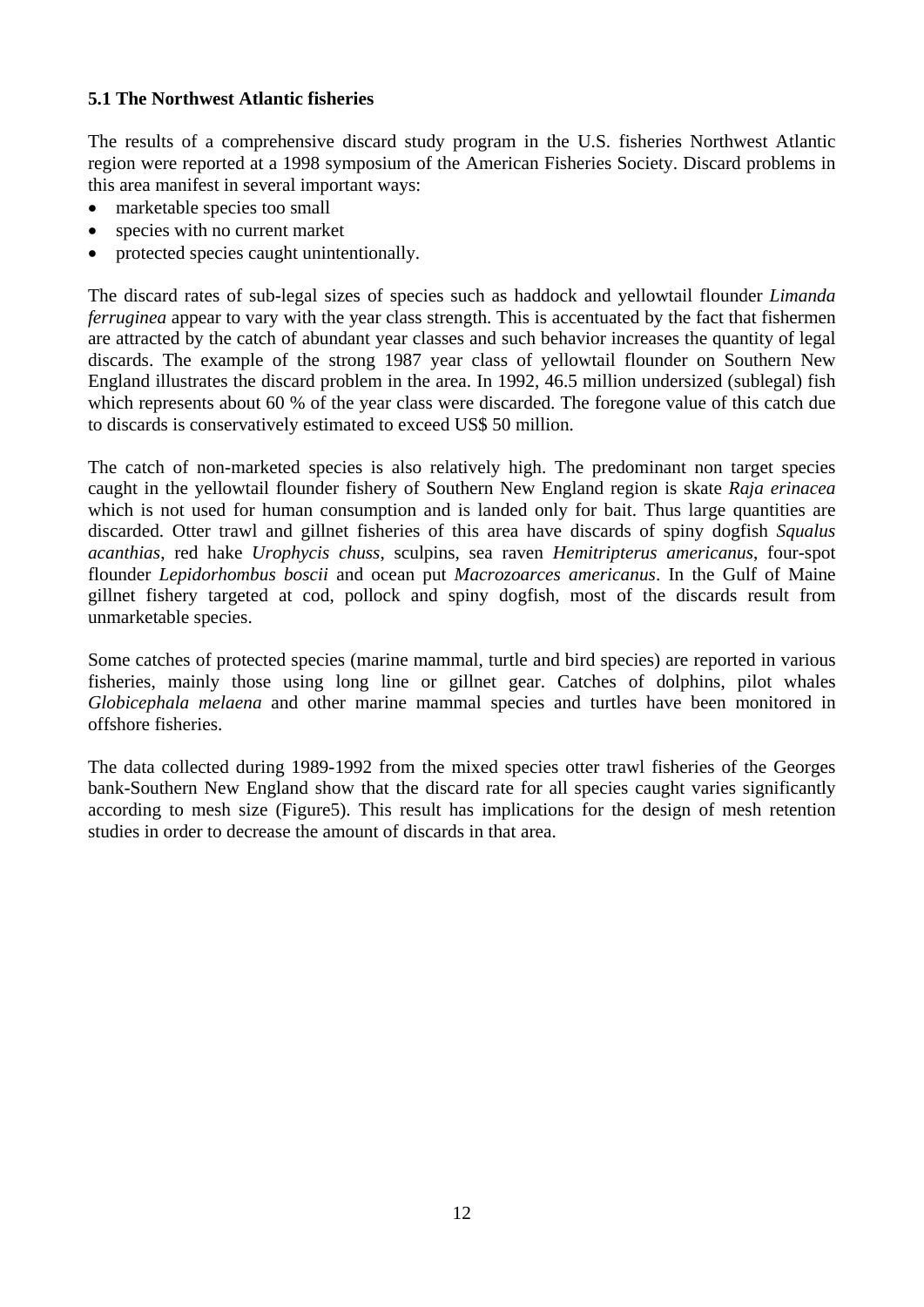**5.1 The Northwest Atlantic fisheries**

The results of a comprehensive discard study program in the U.S. fisheries Northwest Atlantic region were reported at a 1998 symposium of the American Fisheries Society. Discard problems in this area manifest in several important ways:

- marketable species too small
- species with no current market
- protected species caught unintentionally.

The discard rates of sub-legal sizes of species such as haddock and yellowtail flounder *Limanda ferruginea* appear to vary with the year class strength. This is accentuated by the fact that fishermen are attracted by the catch of abundant year classes and such behavior increases the quantity of legal discards. The example of the strong 1987 year class of yellowtail flounder on Southern New England illustrates the discard problem in the area. In 1992, 46.5 million undersized (sublegal) fish which represents about 60 % of the year class were discarded. The foregone value of this catch due to discards is conservatively estimated to exceed US$ 50 million.

The catch of non-marketed species is also relatively high. The predominant non target species caught in the yellowtail flounder fishery of Southern New England region is skate *Raja erinacea* which is not used for human consumption and is landed only for bait. Thus large quantities are discarded. Otter trawl and gillnet fisheries of this area have discards of spiny dogfish *Squalus acanthias*, red hake *Urophycis chuss*, sculpins, sea raven *Hemitripterus americanus*, four-spot flounder *Lepidorhombus boscii* and ocean put *Macrozoarces americanus*. In the Gulf of Maine gillnet fishery targeted at cod, pollock and spiny dogfish, most of the discards result from unmarketable species.

Some catches of protected species (marine mammal, turtle and bird species) are reported in various fisheries, mainly those using long line or gillnet gear. Catches of dolphins, pilot whales *Globicephala melaena* and other marine mammal species and turtles have been monitored in offshore fisheries.

The data collected during 1989-1992 from the mixed species otter trawl fisheries of the Georges bank-Southern New England show that the discard rate for all species caught varies significantly according to mesh size (Figure5). This result has implications for the design of mesh retention studies in order to decrease the amount of discards in that area.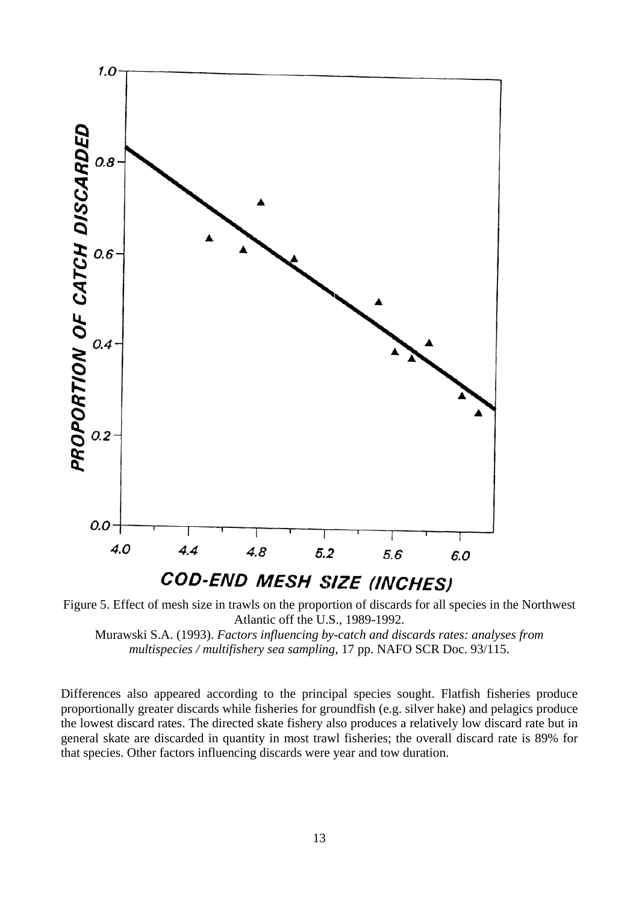Figure 5. Effect of mesh size in trawls on the proportion of discards for all species in the Northwest Atlantic off the U.S., 1989-1992.
Murawski S.A. (1993). *Factors influencing by-catch and discards rates: analyses from multispecies / multifishery sea sampling*, 17 pp. NAFO SCR Doc. 93/115.

Differences also appeared according to the principal species sought. Flatfish fisheries produce proportionally greater discards while fisheries for groundfish (e.g. silver hake) and pelagics produce the lowest discard rates. The directed skate fishery also produces a relatively low discard rate but in general skate are discarded in quantity in most trawl fisheries; the overall discard rate is 89% for that species. Other factors influencing discards were year and tow duration.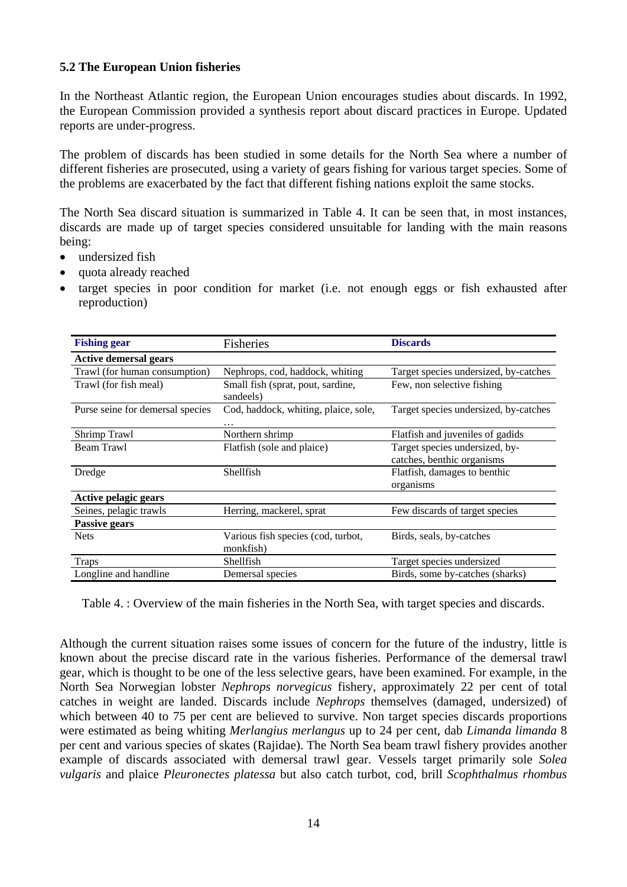### 5.2 The European Union fisheries

In the Northeast Atlantic region, the European Union encourages studies about discards. In 1992, the European Commission provided a synthesis report about discard practices in Europe. Updated reports are under-progress.

The problem of discards has been studied in some details for the North Sea where a number of different fisheries are prosecuted, using a variety of gears fishing for various target species. Some of the problems are exacerbated by the fact that different fishing nations exploit the same stocks.

The North Sea discard situation is summarized in Table 4. It can be seen that, in most instances, discards are made up of target species considered unsuitable for landing with the main reasons being:

- undersized fish
- quota already reached
- target species in poor condition for market (i.e. not enough eggs or fish exhausted after reproduction)

| Fishing gear | Fisheries | Discards |
|---|---|---|
| **Active demersal gears** | | |
| Trawl (for human consumption) | Nephrops, cod, haddock, whiting | Target species undersized, by-catches |
| Trawl (for fish meal) | Small fish (sprat, pout, sardine, sandeels) | Few, non selective fishing |
| Purse seine for demersal species | Cod, haddock, whiting, plaice, sole, … | Target species undersized, by-catches |
| Shrimp Trawl | Northern shrimp | Flatfish and juveniles of gadids |
| Beam Trawl | Flatfish (sole and plaice) | Target species undersized, by-catches, benthic organisms |
| Dredge | Shellfish | Flatfish, damages to benthic organisms |
| **Active pelagic gears** | | |
| Seines, pelagic trawls | Herring, mackerel, sprat | Few discards of target species |
| **Passive gears** | | |
| Nets | Various fish species (cod, turbot, monkfish) | Birds, seals, by-catches |
| Traps | Shellfish | Target species undersized |
| Longline and handline | Demersal species | Birds, some by-catches (sharks) |

Table 4. : Overview of the main fisheries in the North Sea, with target species and discards.

Although the current situation raises some issues of concern for the future of the industry, little is known about the precise discard rate in the various fisheries. Performance of the demersal trawl gear, which is thought to be one of the less selective gears, have been examined. For example, in the North Sea Norwegian lobster *Nephrops norvegicus* fishery, approximately 22 per cent of total catches in weight are landed. Discards include *Nephrops* themselves (damaged, undersized) of which between 40 to 75 per cent are believed to survive. Non target species discards proportions were estimated as being whiting *Merlangius merlangus* up to 24 per cent, dab *Limanda limanda* 8 per cent and various species of skates (Rajidae). The North Sea beam trawl fishery provides another example of discards associated with demersal trawl gear. Vessels target primarily sole *Solea vulgaris* and plaice *Pleuronectes platessa* but also catch turbot, cod, brill *Scophthalmus rhombus*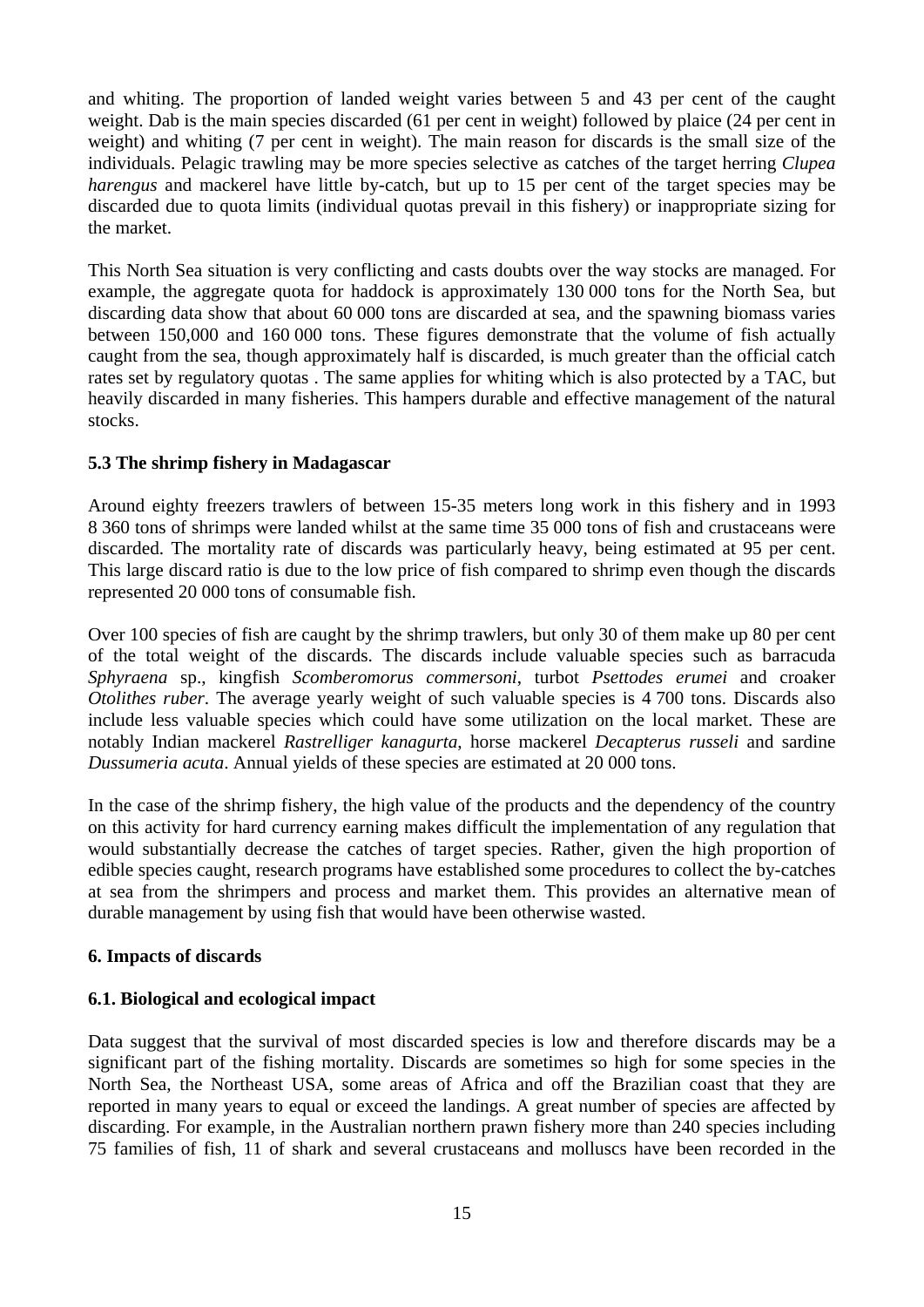and whiting. The proportion of landed weight varies between 5 and 43 per cent of the caught weight. Dab is the main species discarded (61 per cent in weight) followed by plaice (24 per cent in weight) and whiting (7 per cent in weight). The main reason for discards is the small size of the individuals. Pelagic trawling may be more species selective as catches of the target herring *Clupea harengus* and mackerel have little by-catch, but up to 15 per cent of the target species may be discarded due to quota limits (individual quotas prevail in this fishery) or inappropriate sizing for the market.

This North Sea situation is very conflicting and casts doubts over the way stocks are managed. For example, the aggregate quota for haddock is approximately 130 000 tons for the North Sea, but discarding data show that about 60 000 tons are discarded at sea, and the spawning biomass varies between 150,000 and 160 000 tons. These figures demonstrate that the volume of fish actually caught from the sea, though approximately half is discarded, is much greater than the official catch rates set by regulatory quotas . The same applies for whiting which is also protected by a TAC, but heavily discarded in many fisheries. This hampers durable and effective management of the natural stocks.

### 5.3 The shrimp fishery in Madagascar

Around eighty freezers trawlers of between 15-35 meters long work in this fishery and in 1993 8 360 tons of shrimps were landed whilst at the same time 35 000 tons of fish and crustaceans were discarded. The mortality rate of discards was particularly heavy, being estimated at 95 per cent. This large discard ratio is due to the low price of fish compared to shrimp even though the discards represented 20 000 tons of consumable fish.

Over 100 species of fish are caught by the shrimp trawlers, but only 30 of them make up 80 per cent of the total weight of the discards. The discards include valuable species such as barracuda *Sphyraena* sp., kingfish *Scomberomorus commersoni*, turbot *Psettodes erumei* and croaker *Otolithes ruber*. The average yearly weight of such valuable species is 4 700 tons. Discards also include less valuable species which could have some utilization on the local market. These are notably Indian mackerel *Rastrelliger kanagurta*, horse mackerel *Decapterus russeli* and sardine *Dussumeria acuta*. Annual yields of these species are estimated at 20 000 tons.

In the case of the shrimp fishery, the high value of the products and the dependency of the country on this activity for hard currency earning makes difficult the implementation of any regulation that would substantially decrease the catches of target species. Rather, given the high proportion of edible species caught, research programs have established some procedures to collect the by-catches at sea from the shrimpers and process and market them. This provides an alternative mean of durable management by using fish that would have been otherwise wasted.

## 6. Impacts of discards

### 6.1. Biological and ecological impact

Data suggest that the survival of most discarded species is low and therefore discards may be a significant part of the fishing mortality. Discards are sometimes so high for some species in the North Sea, the Northeast USA, some areas of Africa and off the Brazilian coast that they are reported in many years to equal or exceed the landings. A great number of species are affected by discarding. For example, in the Australian northern prawn fishery more than 240 species including 75 families of fish, 11 of shark and several crustaceans and molluscs have been recorded in the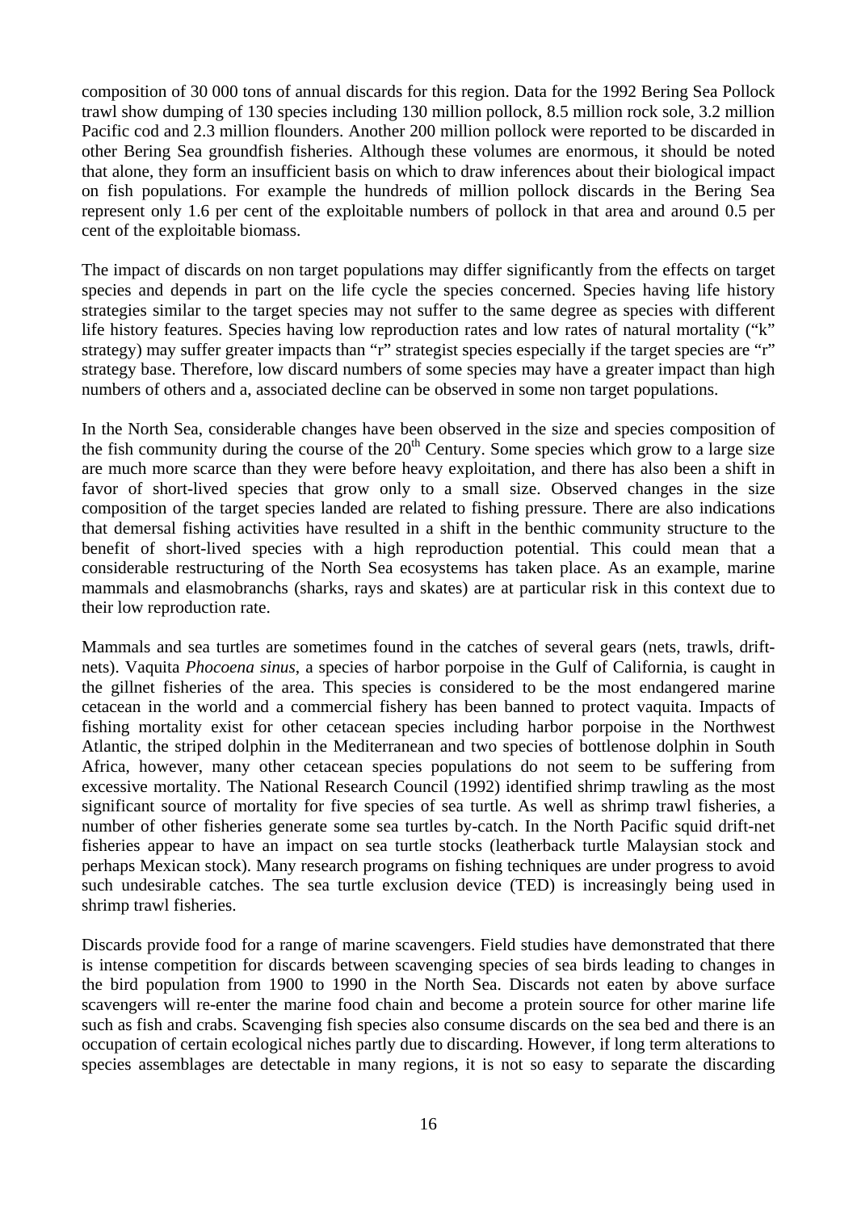composition of 30 000 tons of annual discards for this region. Data for the 1992 Bering Sea Pollock trawl show dumping of 130 species including 130 million pollock, 8.5 million rock sole, 3.2 million Pacific cod and 2.3 million flounders. Another 200 million pollock were reported to be discarded in other Bering Sea groundfish fisheries. Although these volumes are enormous, it should be noted that alone, they form an insufficient basis on which to draw inferences about their biological impact on fish populations. For example the hundreds of million pollock discards in the Bering Sea represent only 1.6 per cent of the exploitable numbers of pollock in that area and around 0.5 per cent of the exploitable biomass.

The impact of discards on non target populations may differ significantly from the effects on target species and depends in part on the life cycle the species concerned. Species having life history strategies similar to the target species may not suffer to the same degree as species with different life history features. Species having low reproduction rates and low rates of natural mortality ("k" strategy) may suffer greater impacts than "r" strategist species especially if the target species are "r" strategy base. Therefore, low discard numbers of some species may have a greater impact than high numbers of others and a, associated decline can be observed in some non target populations.

In the North Sea, considerable changes have been observed in the size and species composition of the fish community during the course of the 20th Century. Some species which grow to a large size are much more scarce than they were before heavy exploitation, and there has also been a shift in favor of short-lived species that grow only to a small size. Observed changes in the size composition of the target species landed are related to fishing pressure. There are also indications that demersal fishing activities have resulted in a shift in the benthic community structure to the benefit of short-lived species with a high reproduction potential. This could mean that a considerable restructuring of the North Sea ecosystems has taken place. As an example, marine mammals and elasmobranchs (sharks, rays and skates) are at particular risk in this context due to their low reproduction rate.

Mammals and sea turtles are sometimes found in the catches of several gears (nets, trawls, drift-nets). Vaquita *Phocoena sinus*, a species of harbor porpoise in the Gulf of California, is caught in the gillnet fisheries of the area. This species is considered to be the most endangered marine cetacean in the world and a commercial fishery has been banned to protect vaquita. Impacts of fishing mortality exist for other cetacean species including harbor porpoise in the Northwest Atlantic, the striped dolphin in the Mediterranean and two species of bottlenose dolphin in South Africa, however, many other cetacean species populations do not seem to be suffering from excessive mortality. The National Research Council (1992) identified shrimp trawling as the most significant source of mortality for five species of sea turtle. As well as shrimp trawl fisheries, a number of other fisheries generate some sea turtles by-catch. In the North Pacific squid drift-net fisheries appear to have an impact on sea turtle stocks (leatherback turtle Malaysian stock and perhaps Mexican stock). Many research programs on fishing techniques are under progress to avoid such undesirable catches. The sea turtle exclusion device (TED) is increasingly being used in shrimp trawl fisheries.

Discards provide food for a range of marine scavengers. Field studies have demonstrated that there is intense competition for discards between scavenging species of sea birds leading to changes in the bird population from 1900 to 1990 in the North Sea. Discards not eaten by above surface scavengers will re-enter the marine food chain and become a protein source for other marine life such as fish and crabs. Scavenging fish species also consume discards on the sea bed and there is an occupation of certain ecological niches partly due to discarding. However, if long term alterations to species assemblages are detectable in many regions, it is not so easy to separate the discarding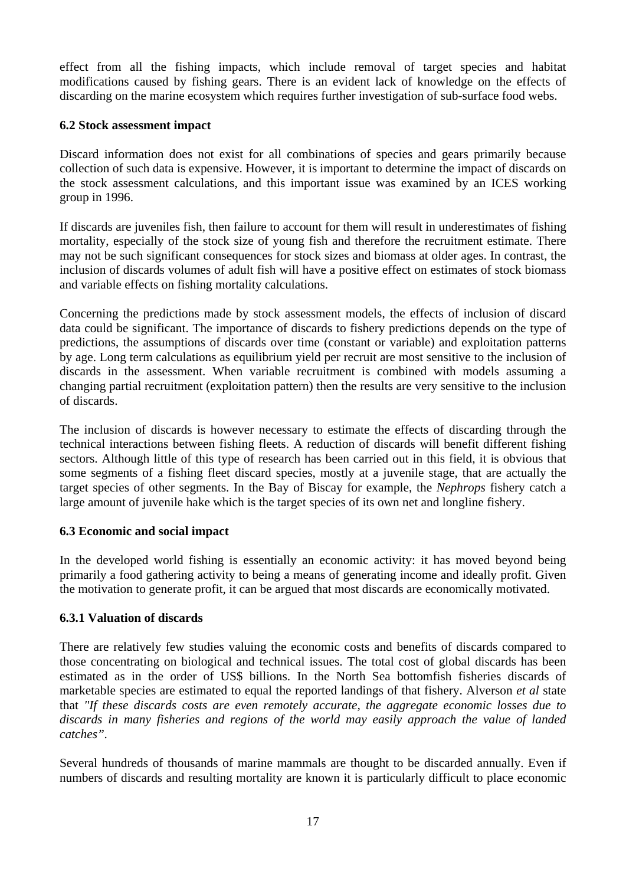effect from all the fishing impacts, which include removal of target species and habitat modifications caused by fishing gears. There is an evident lack of knowledge on the effects of discarding on the marine ecosystem which requires further investigation of sub-surface food webs.

### 6.2 Stock assessment impact

Discard information does not exist for all combinations of species and gears primarily because collection of such data is expensive. However, it is important to determine the impact of discards on the stock assessment calculations, and this important issue was examined by an ICES working group in 1996.

If discards are juveniles fish, then failure to account for them will result in underestimates of fishing mortality, especially of the stock size of young fish and therefore the recruitment estimate. There may not be such significant consequences for stock sizes and biomass at older ages. In contrast, the inclusion of discards volumes of adult fish will have a positive effect on estimates of stock biomass and variable effects on fishing mortality calculations.

Concerning the predictions made by stock assessment models, the effects of inclusion of discard data could be significant. The importance of discards to fishery predictions depends on the type of predictions, the assumptions of discards over time (constant or variable) and exploitation patterns by age. Long term calculations as equilibrium yield per recruit are most sensitive to the inclusion of discards in the assessment. When variable recruitment is combined with models assuming a changing partial recruitment (exploitation pattern) then the results are very sensitive to the inclusion of discards.

The inclusion of discards is however necessary to estimate the effects of discarding through the technical interactions between fishing fleets. A reduction of discards will benefit different fishing sectors. Although little of this type of research has been carried out in this field, it is obvious that some segments of a fishing fleet discard species, mostly at a juvenile stage, that are actually the target species of other segments. In the Bay of Biscay for example, the *Nephrops* fishery catch a large amount of juvenile hake which is the target species of its own net and longline fishery.

### 6.3 Economic and social impact

In the developed world fishing is essentially an economic activity: it has moved beyond being primarily a food gathering activity to being a means of generating income and ideally profit. Given the motivation to generate profit, it can be argued that most discards are economically motivated.

#### 6.3.1 Valuation of discards

There are relatively few studies valuing the economic costs and benefits of discards compared to those concentrating on biological and technical issues. The total cost of global discards has been estimated as in the order of US$ billions. In the North Sea bottomfish fisheries discards of marketable species are estimated to equal the reported landings of that fishery. Alverson *et al* state that *"If these discards costs are even remotely accurate, the aggregate economic losses due to discards in many fisheries and regions of the world may easily approach the value of landed catches"*.

Several hundreds of thousands of marine mammals are thought to be discarded annually. Even if numbers of discards and resulting mortality are known it is particularly difficult to place economic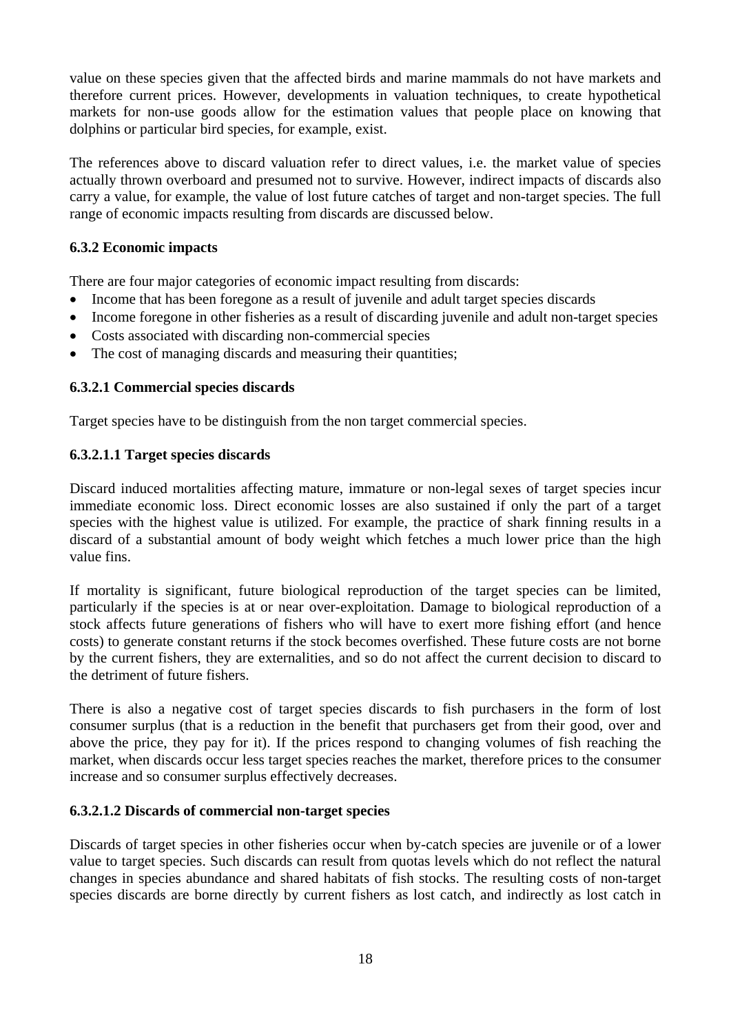value on these species given that the affected birds and marine mammals do not have markets and therefore current prices. However, developments in valuation techniques, to create hypothetical markets for non-use goods allow for the estimation values that people place on knowing that dolphins or particular bird species, for example, exist.

The references above to discard valuation refer to direct values, i.e. the market value of species actually thrown overboard and presumed not to survive. However, indirect impacts of discards also carry a value, for example, the value of lost future catches of target and non-target species. The full range of economic impacts resulting from discards are discussed below.

#### 6.3.2 Economic impacts

There are four major categories of economic impact resulting from discards:

- Income that has been foregone as a result of juvenile and adult target species discards
- Income foregone in other fisheries as a result of discarding juvenile and adult non-target species
- Costs associated with discarding non-commercial species
- The cost of managing discards and measuring their quantities;

##### 6.3.2.1 Commercial species discards

Target species have to be distinguish from the non target commercial species.

###### 6.3.2.1.1 Target species discards

Discard induced mortalities affecting mature, immature or non-legal sexes of target species incur immediate economic loss. Direct economic losses are also sustained if only the part of a target species with the highest value is utilized. For example, the practice of shark finning results in a discard of a substantial amount of body weight which fetches a much lower price than the high value fins.

If mortality is significant, future biological reproduction of the target species can be limited, particularly if the species is at or near over-exploitation. Damage to biological reproduction of a stock affects future generations of fishers who will have to exert more fishing effort (and hence costs) to generate constant returns if the stock becomes overfished. These future costs are not borne by the current fishers, they are externalities, and so do not affect the current decision to discard to the detriment of future fishers.

There is also a negative cost of target species discards to fish purchasers in the form of lost consumer surplus (that is a reduction in the benefit that purchasers get from their good, over and above the price, they pay for it). If the prices respond to changing volumes of fish reaching the market, when discards occur less target species reaches the market, therefore prices to the consumer increase and so consumer surplus effectively decreases.

###### 6.3.2.1.2 Discards of commercial non-target species

Discards of target species in other fisheries occur when by-catch species are juvenile or of a lower value to target species. Such discards can result from quotas levels which do not reflect the natural changes in species abundance and shared habitats of fish stocks. The resulting costs of non-target species discards are borne directly by current fishers as lost catch, and indirectly as lost catch in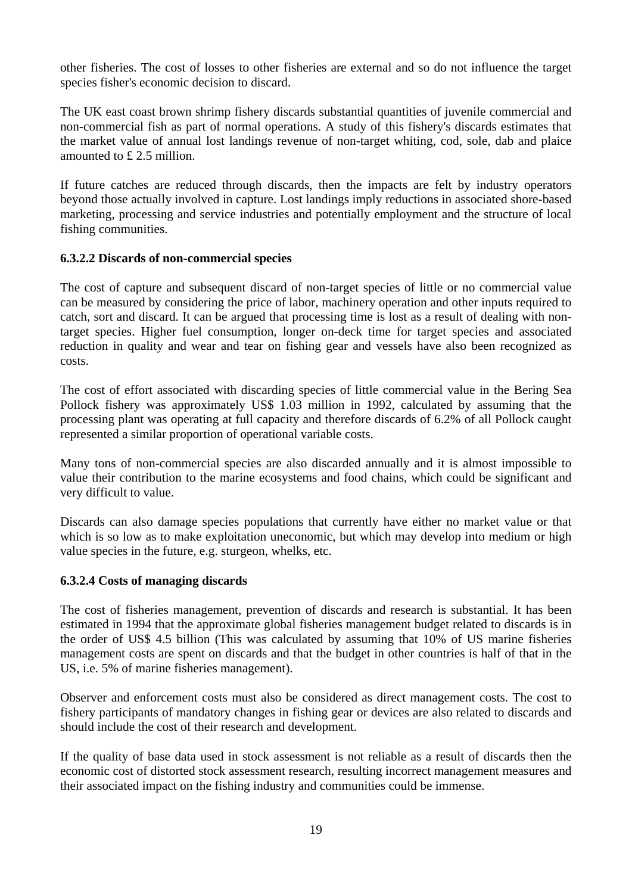other fisheries. The cost of losses to other fisheries are external and so do not influence the target species fisher's economic decision to discard.

The UK east coast brown shrimp fishery discards substantial quantities of juvenile commercial and non-commercial fish as part of normal operations. A study of this fishery's discards estimates that the market value of annual lost landings revenue of non-target whiting, cod, sole, dab and plaice amounted to £ 2.5 million.

If future catches are reduced through discards, then the impacts are felt by industry operators beyond those actually involved in capture. Lost landings imply reductions in associated shore-based marketing, processing and service industries and potentially employment and the structure of local fishing communities.

#### 6.3.2.2 Discards of non-commercial species

The cost of capture and subsequent discard of non-target species of little or no commercial value can be measured by considering the price of labor, machinery operation and other inputs required to catch, sort and discard. It can be argued that processing time is lost as a result of dealing with non-target species. Higher fuel consumption, longer on-deck time for target species and associated reduction in quality and wear and tear on fishing gear and vessels have also been recognized as costs.

The cost of effort associated with discarding species of little commercial value in the Bering Sea Pollock fishery was approximately US$ 1.03 million in 1992, calculated by assuming that the processing plant was operating at full capacity and therefore discards of 6.2% of all Pollock caught represented a similar proportion of operational variable costs.

Many tons of non-commercial species are also discarded annually and it is almost impossible to value their contribution to the marine ecosystems and food chains, which could be significant and very difficult to value.

Discards can also damage species populations that currently have either no market value or that which is so low as to make exploitation uneconomic, but which may develop into medium or high value species in the future, e.g. sturgeon, whelks, etc.

#### 6.3.2.4 Costs of managing discards

The cost of fisheries management, prevention of discards and research is substantial. It has been estimated in 1994 that the approximate global fisheries management budget related to discards is in the order of US$ 4.5 billion (This was calculated by assuming that 10% of US marine fisheries management costs are spent on discards and that the budget in other countries is half of that in the US, i.e. 5% of marine fisheries management).

Observer and enforcement costs must also be considered as direct management costs. The cost to fishery participants of mandatory changes in fishing gear or devices are also related to discards and should include the cost of their research and development.

If the quality of base data used in stock assessment is not reliable as a result of discards then the economic cost of distorted stock assessment research, resulting incorrect management measures and their associated impact on the fishing industry and communities could be immense.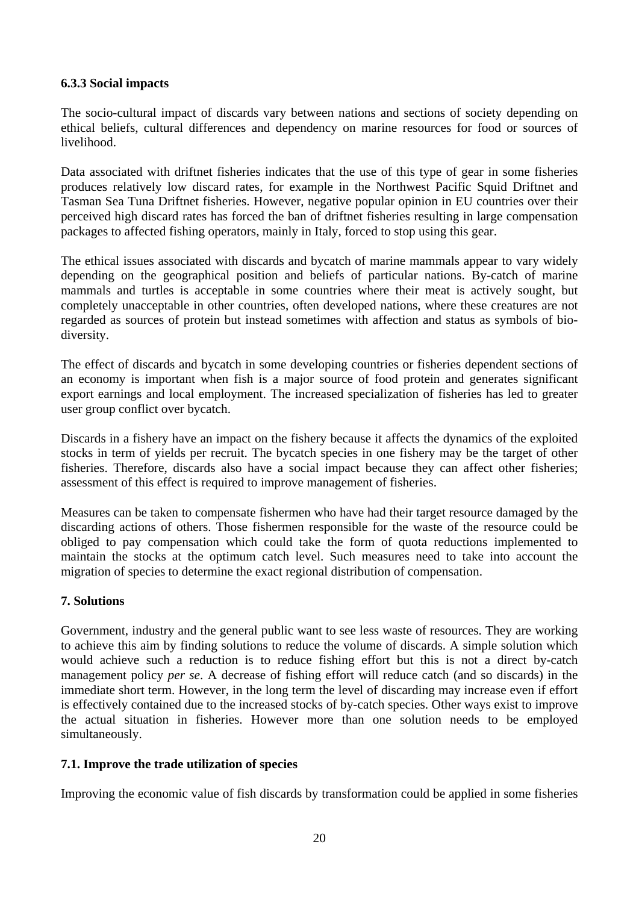### 6.3.3 Social impacts

The socio-cultural impact of discards vary between nations and sections of society depending on ethical beliefs, cultural differences and dependency on marine resources for food or sources of livelihood.

Data associated with driftnet fisheries indicates that the use of this type of gear in some fisheries produces relatively low discard rates, for example in the Northwest Pacific Squid Driftnet and Tasman Sea Tuna Driftnet fisheries. However, negative popular opinion in EU countries over their perceived high discard rates has forced the ban of driftnet fisheries resulting in large compensation packages to affected fishing operators, mainly in Italy, forced to stop using this gear.

The ethical issues associated with discards and bycatch of marine mammals appear to vary widely depending on the geographical position and beliefs of particular nations. By-catch of marine mammals and turtles is acceptable in some countries where their meat is actively sought, but completely unacceptable in other countries, often developed nations, where these creatures are not regarded as sources of protein but instead sometimes with affection and status as symbols of bio-diversity.

The effect of discards and bycatch in some developing countries or fisheries dependent sections of an economy is important when fish is a major source of food protein and generates significant export earnings and local employment. The increased specialization of fisheries has led to greater user group conflict over bycatch.

Discards in a fishery have an impact on the fishery because it affects the dynamics of the exploited stocks in term of yields per recruit. The bycatch species in one fishery may be the target of other fisheries. Therefore, discards also have a social impact because they can affect other fisheries; assessment of this effect is required to improve management of fisheries.

Measures can be taken to compensate fishermen who have had their target resource damaged by the discarding actions of others. Those fishermen responsible for the waste of the resource could be obliged to pay compensation which could take the form of quota reductions implemented to maintain the stocks at the optimum catch level. Such measures need to take into account the migration of species to determine the exact regional distribution of compensation.

## 7. Solutions

Government, industry and the general public want to see less waste of resources. They are working to achieve this aim by finding solutions to reduce the volume of discards. A simple solution which would achieve such a reduction is to reduce fishing effort but this is not a direct by-catch management policy *per se*. A decrease of fishing effort will reduce catch (and so discards) in the immediate short term. However, in the long term the level of discarding may increase even if effort is effectively contained due to the increased stocks of by-catch species. Other ways exist to improve the actual situation in fisheries. However more than one solution needs to be employed simultaneously.

### 7.1. Improve the trade utilization of species

Improving the economic value of fish discards by transformation could be applied in some fisheries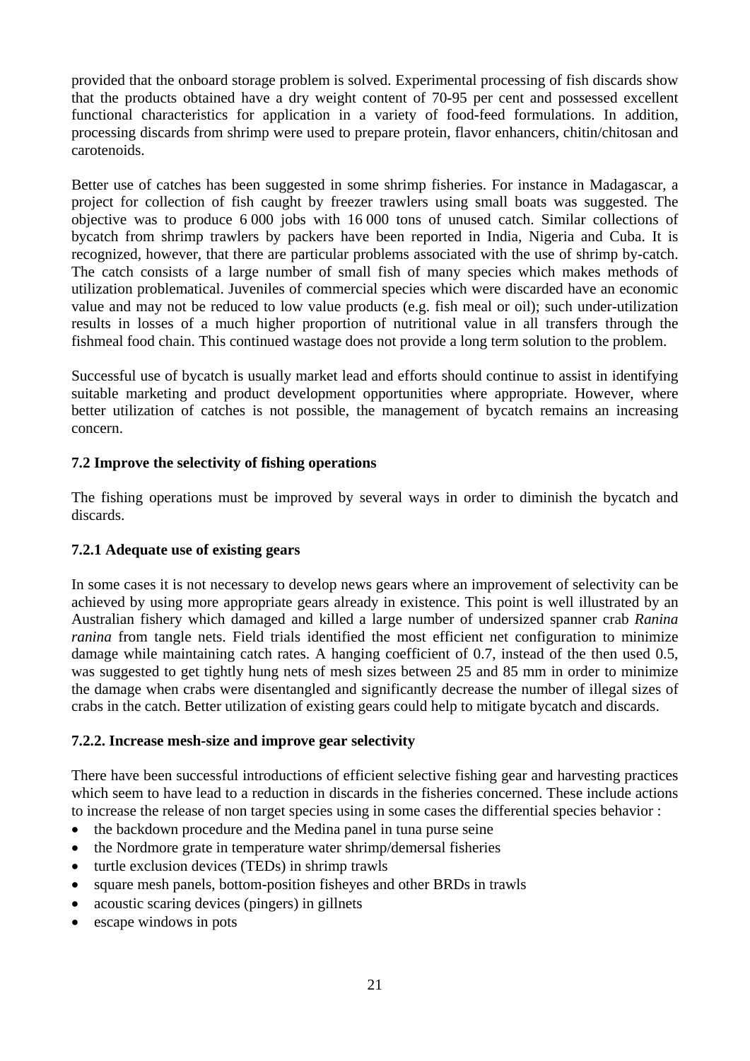provided that the onboard storage problem is solved. Experimental processing of fish discards show that the products obtained have a dry weight content of 70-95 per cent and possessed excellent functional characteristics for application in a variety of food-feed formulations. In addition, processing discards from shrimp were used to prepare protein, flavor enhancers, chitin/chitosan and carotenoids.

Better use of catches has been suggested in some shrimp fisheries. For instance in Madagascar, a project for collection of fish caught by freezer trawlers using small boats was suggested. The objective was to produce 6 000 jobs with 16 000 tons of unused catch. Similar collections of bycatch from shrimp trawlers by packers have been reported in India, Nigeria and Cuba. It is recognized, however, that there are particular problems associated with the use of shrimp by-catch. The catch consists of a large number of small fish of many species which makes methods of utilization problematical. Juveniles of commercial species which were discarded have an economic value and may not be reduced to low value products (e.g. fish meal or oil); such under-utilization results in losses of a much higher proportion of nutritional value in all transfers through the fishmeal food chain. This continued wastage does not provide a long term solution to the problem.

Successful use of bycatch is usually market lead and efforts should continue to assist in identifying suitable marketing and product development opportunities where appropriate. However, where better utilization of catches is not possible, the management of bycatch remains an increasing concern.

### 7.2 Improve the selectivity of fishing operations

The fishing operations must be improved by several ways in order to diminish the bycatch and discards.

#### 7.2.1 Adequate use of existing gears

In some cases it is not necessary to develop news gears where an improvement of selectivity can be achieved by using more appropriate gears already in existence. This point is well illustrated by an Australian fishery which damaged and killed a large number of undersized spanner crab *Ranina ranina* from tangle nets. Field trials identified the most efficient net configuration to minimize damage while maintaining catch rates. A hanging coefficient of 0.7, instead of the then used 0.5, was suggested to get tightly hung nets of mesh sizes between 25 and 85 mm in order to minimize the damage when crabs were disentangled and significantly decrease the number of illegal sizes of crabs in the catch. Better utilization of existing gears could help to mitigate bycatch and discards.

#### 7.2.2. Increase mesh-size and improve gear selectivity

There have been successful introductions of efficient selective fishing gear and harvesting practices which seem to have lead to a reduction in discards in the fisheries concerned. These include actions to increase the release of non target species using in some cases the differential species behavior :

- the backdown procedure and the Medina panel in tuna purse seine
- the Nordmore grate in temperature water shrimp/demersal fisheries
- turtle exclusion devices (TEDs) in shrimp trawls
- square mesh panels, bottom-position fisheyes and other BRDs in trawls
- acoustic scaring devices (pingers) in gillnets
- escape windows in pots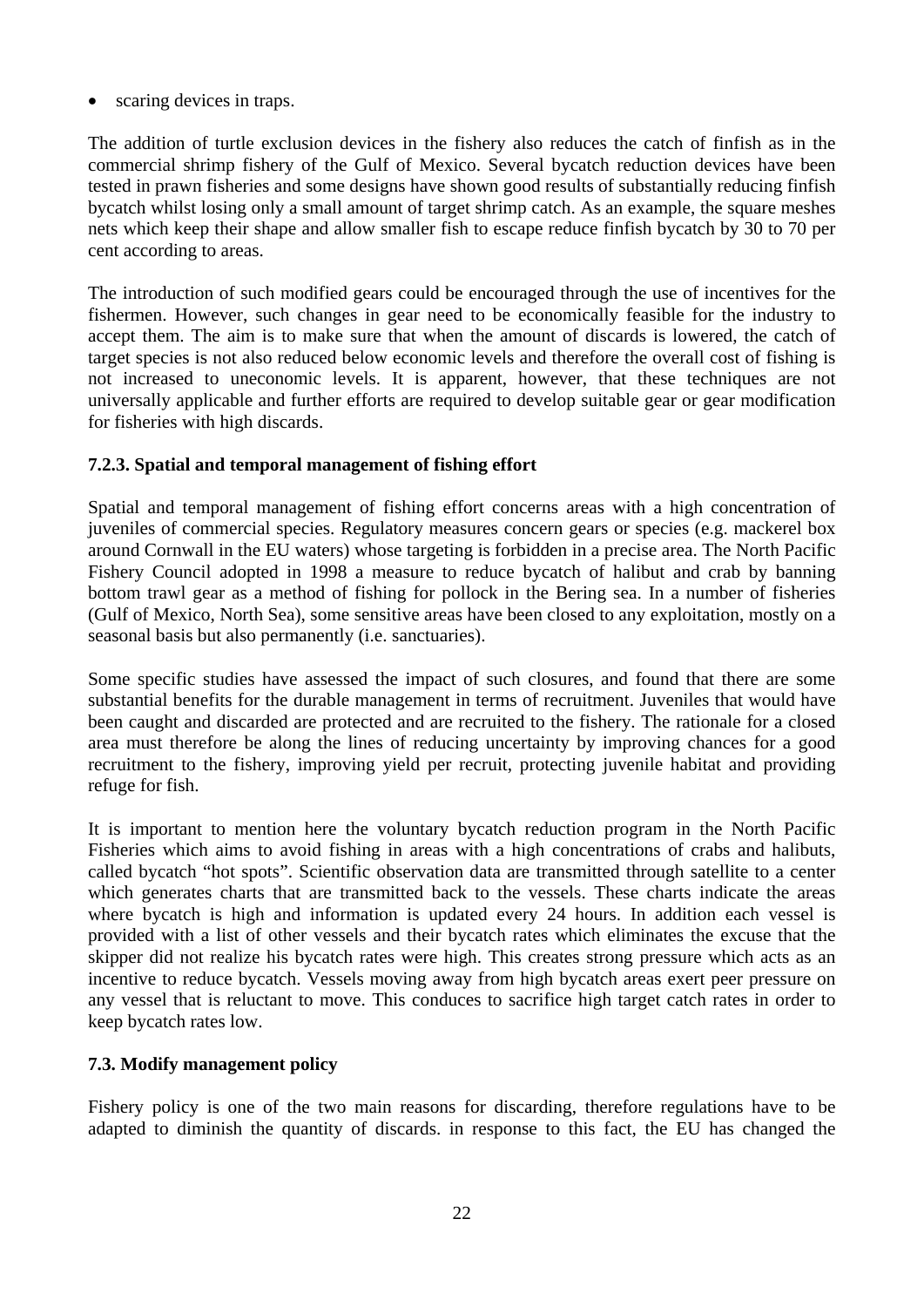- scaring devices in traps.

The addition of turtle exclusion devices in the fishery also reduces the catch of finfish as in the commercial shrimp fishery of the Gulf of Mexico. Several bycatch reduction devices have been tested in prawn fisheries and some designs have shown good results of substantially reducing finfish bycatch whilst losing only a small amount of target shrimp catch. As an example, the square meshes nets which keep their shape and allow smaller fish to escape reduce finfish bycatch by 30 to 70 per cent according to areas.

The introduction of such modified gears could be encouraged through the use of incentives for the fishermen. However, such changes in gear need to be economically feasible for the industry to accept them. The aim is to make sure that when the amount of discards is lowered, the catch of target species is not also reduced below economic levels and therefore the overall cost of fishing is not increased to uneconomic levels. It is apparent, however, that these techniques are not universally applicable and further efforts are required to develop suitable gear or gear modification for fisheries with high discards.

### 7.2.3. Spatial and temporal management of fishing effort

Spatial and temporal management of fishing effort concerns areas with a high concentration of juveniles of commercial species. Regulatory measures concern gears or species (e.g. mackerel box around Cornwall in the EU waters) whose targeting is forbidden in a precise area. The North Pacific Fishery Council adopted in 1998 a measure to reduce bycatch of halibut and crab by banning bottom trawl gear as a method of fishing for pollock in the Bering sea. In a number of fisheries (Gulf of Mexico, North Sea), some sensitive areas have been closed to any exploitation, mostly on a seasonal basis but also permanently (i.e. sanctuaries).

Some specific studies have assessed the impact of such closures, and found that there are some substantial benefits for the durable management in terms of recruitment. Juveniles that would have been caught and discarded are protected and are recruited to the fishery. The rationale for a closed area must therefore be along the lines of reducing uncertainty by improving chances for a good recruitment to the fishery, improving yield per recruit, protecting juvenile habitat and providing refuge for fish.

It is important to mention here the voluntary bycatch reduction program in the North Pacific Fisheries which aims to avoid fishing in areas with a high concentrations of crabs and halibuts, called bycatch "hot spots". Scientific observation data are transmitted through satellite to a center which generates charts that are transmitted back to the vessels. These charts indicate the areas where bycatch is high and information is updated every 24 hours. In addition each vessel is provided with a list of other vessels and their bycatch rates which eliminates the excuse that the skipper did not realize his bycatch rates were high. This creates strong pressure which acts as an incentive to reduce bycatch. Vessels moving away from high bycatch areas exert peer pressure on any vessel that is reluctant to move. This conduces to sacrifice high target catch rates in order to keep bycatch rates low.

## 7.3. Modify management policy

Fishery policy is one of the two main reasons for discarding, therefore regulations have to be adapted to diminish the quantity of discards. in response to this fact, the EU has changed the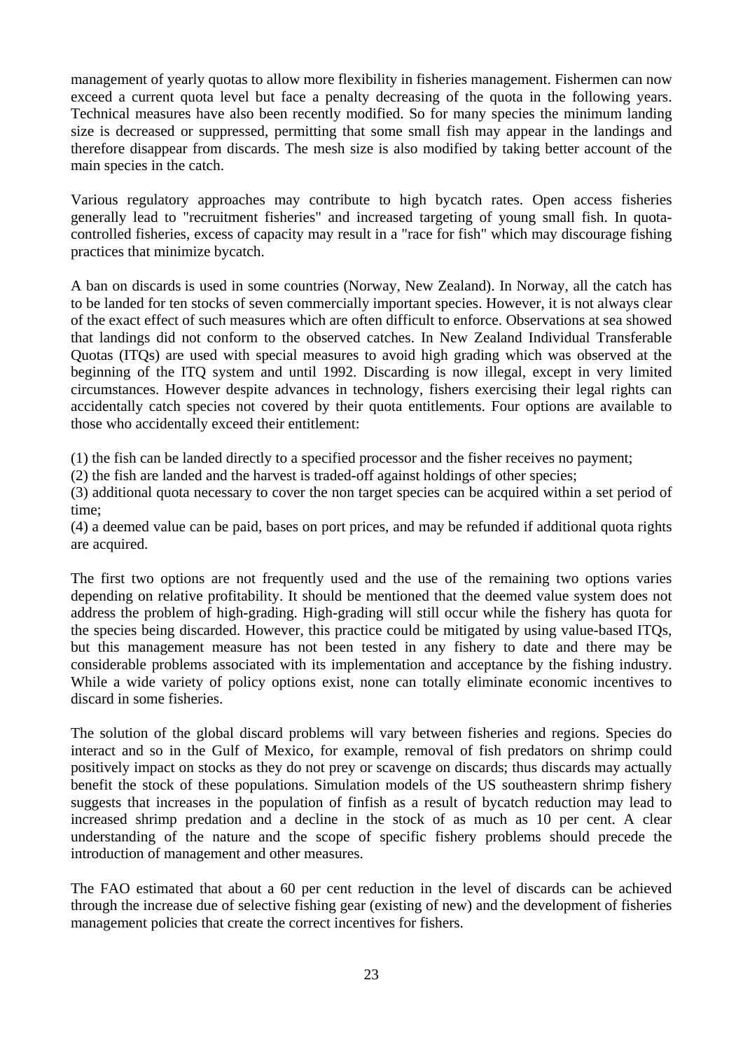management of yearly quotas to allow more flexibility in fisheries management. Fishermen can now exceed a current quota level but face a penalty decreasing of the quota in the following years. Technical measures have also been recently modified. So for many species the minimum landing size is decreased or suppressed, permitting that some small fish may appear in the landings and therefore disappear from discards. The mesh size is also modified by taking better account of the main species in the catch.

Various regulatory approaches may contribute to high bycatch rates. Open access fisheries generally lead to "recruitment fisheries" and increased targeting of young small fish. In quota-controlled fisheries, excess of capacity may result in a "race for fish" which may discourage fishing practices that minimize bycatch.

A ban on discards is used in some countries (Norway, New Zealand). In Norway, all the catch has to be landed for ten stocks of seven commercially important species. However, it is not always clear of the exact effect of such measures which are often difficult to enforce. Observations at sea showed that landings did not conform to the observed catches. In New Zealand Individual Transferable Quotas (ITQs) are used with special measures to avoid high grading which was observed at the beginning of the ITQ system and until 1992. Discarding is now illegal, except in very limited circumstances. However despite advances in technology, fishers exercising their legal rights can accidentally catch species not covered by their quota entitlements. Four options are available to those who accidentally exceed their entitlement:

(1) the fish can be landed directly to a specified processor and the fisher receives no payment;
(2) the fish are landed and the harvest is traded-off against holdings of other species;
(3) additional quota necessary to cover the non target species can be acquired within a set period of time;
(4) a deemed value can be paid, bases on port prices, and may be refunded if additional quota rights are acquired.

The first two options are not frequently used and the use of the remaining two options varies depending on relative profitability. It should be mentioned that the deemed value system does not address the problem of high-grading. High-grading will still occur while the fishery has quota for the species being discarded. However, this practice could be mitigated by using value-based ITQs, but this management measure has not been tested in any fishery to date and there may be considerable problems associated with its implementation and acceptance by the fishing industry. While a wide variety of policy options exist, none can totally eliminate economic incentives to discard in some fisheries.

The solution of the global discard problems will vary between fisheries and regions. Species do interact and so in the Gulf of Mexico, for example, removal of fish predators on shrimp could positively impact on stocks as they do not prey or scavenge on discards; thus discards may actually benefit the stock of these populations. Simulation models of the US southeastern shrimp fishery suggests that increases in the population of finfish as a result of bycatch reduction may lead to increased shrimp predation and a decline in the stock of as much as 10 per cent. A clear understanding of the nature and the scope of specific fishery problems should precede the introduction of management and other measures.

The FAO estimated that about a 60 per cent reduction in the level of discards can be achieved through the increase due of selective fishing gear (existing of new) and the development of fisheries management policies that create the correct incentives for fishers.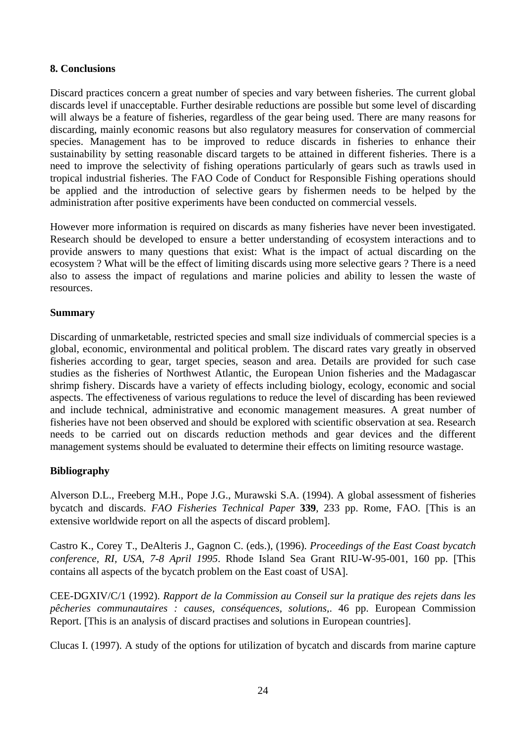**8. Conclusions**

Discard practices concern a great number of species and vary between fisheries. The current global discards level if unacceptable. Further desirable reductions are possible but some level of discarding will always be a feature of fisheries, regardless of the gear being used. There are many reasons for discarding, mainly economic reasons but also regulatory measures for conservation of commercial species. Management has to be improved to reduce discards in fisheries to enhance their sustainability by setting reasonable discard targets to be attained in different fisheries. There is a need to improve the selectivity of fishing operations particularly of gears such as trawls used in tropical industrial fisheries. The FAO Code of Conduct for Responsible Fishing operations should be applied and the introduction of selective gears by fishermen needs to be helped by the administration after positive experiments have been conducted on commercial vessels.

However more information is required on discards as many fisheries have never been investigated. Research should be developed to ensure a better understanding of ecosystem interactions and to provide answers to many questions that exist: What is the impact of actual discarding on the ecosystem ? What will be the effect of limiting discards using more selective gears ? There is a need also to assess the impact of regulations and marine policies and ability to lessen the waste of resources.

**Summary**

Discarding of unmarketable, restricted species and small size individuals of commercial species is a global, economic, environmental and political problem. The discard rates vary greatly in observed fisheries according to gear, target species, season and area. Details are provided for such case studies as the fisheries of Northwest Atlantic, the European Union fisheries and the Madagascar shrimp fishery. Discards have a variety of effects including biology, ecology, economic and social aspects. The effectiveness of various regulations to reduce the level of discarding has been reviewed and include technical, administrative and economic management measures. A great number of fisheries have not been observed and should be explored with scientific observation at sea. Research needs to be carried out on discards reduction methods and gear devices and the different management systems should be evaluated to determine their effects on limiting resource wastage.

**Bibliography**

Alverson D.L., Freeberg M.H., Pope J.G., Murawski S.A. (1994). A global assessment of fisheries bycatch and discards. *FAO Fisheries Technical Paper* **339**, 233 pp. Rome, FAO. [This is an extensive worldwide report on all the aspects of discard problem].

Castro K., Corey T., DeAlteris J., Gagnon C. (eds.), (1996). *Proceedings of the East Coast bycatch conference, RI, USA, 7-8 April 1995*. Rhode Island Sea Grant RIU-W-95-001, 160 pp. [This contains all aspects of the bycatch problem on the East coast of USA].

CEE-DGXIV/C/1 (1992). *Rapport de la Commission au Conseil sur la pratique des rejets dans les pêcheries communautaires : causes, conséquences, solutions,*. 46 pp. European Commission Report. [This is an analysis of discard practises and solutions in European countries].

Clucas I. (1997). A study of the options for utilization of bycatch and discards from marine capture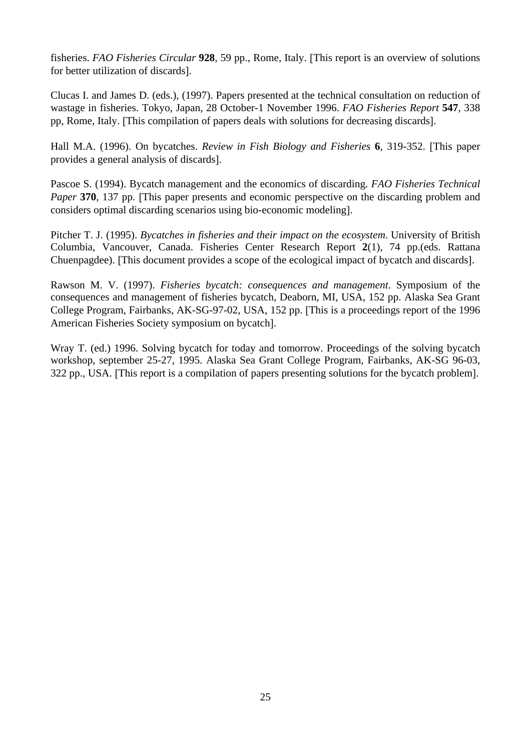fisheries. *FAO Fisheries Circular* **928**, 59 pp., Rome, Italy. [This report is an overview of solutions for better utilization of discards].

Clucas I. and James D. (eds.), (1997). Papers presented at the technical consultation on reduction of wastage in fisheries. Tokyo, Japan, 28 October-1 November 1996. *FAO Fisheries Report* **547**, 338 pp, Rome, Italy. [This compilation of papers deals with solutions for decreasing discards].

Hall M.A. (1996). On bycatches. *Review in Fish Biology and Fisheries* **6**, 319-352. [This paper provides a general analysis of discards].

Pascoe S. (1994). Bycatch management and the economics of discarding. *FAO Fisheries Technical Paper* **370**, 137 pp. [This paper presents and economic perspective on the discarding problem and considers optimal discarding scenarios using bio-economic modeling].

Pitcher T. J. (1995). *Bycatches in fisheries and their impact on the ecosystem*. University of British Columbia, Vancouver, Canada. Fisheries Center Research Report **2**(1), 74 pp.(eds. Rattana Chuenpagdee). [This document provides a scope of the ecological impact of bycatch and discards].

Rawson M. V. (1997). *Fisheries bycatch: consequences and management*. Symposium of the consequences and management of fisheries bycatch, Deaborn, MI, USA, 152 pp. Alaska Sea Grant College Program, Fairbanks, AK-SG-97-02, USA, 152 pp. [This is a proceedings report of the 1996 American Fisheries Society symposium on bycatch].

Wray T. (ed.) 1996. Solving bycatch for today and tomorrow. Proceedings of the solving bycatch workshop, september 25-27, 1995. Alaska Sea Grant College Program, Fairbanks, AK-SG 96-03, 322 pp., USA. [This report is a compilation of papers presenting solutions for the bycatch problem].